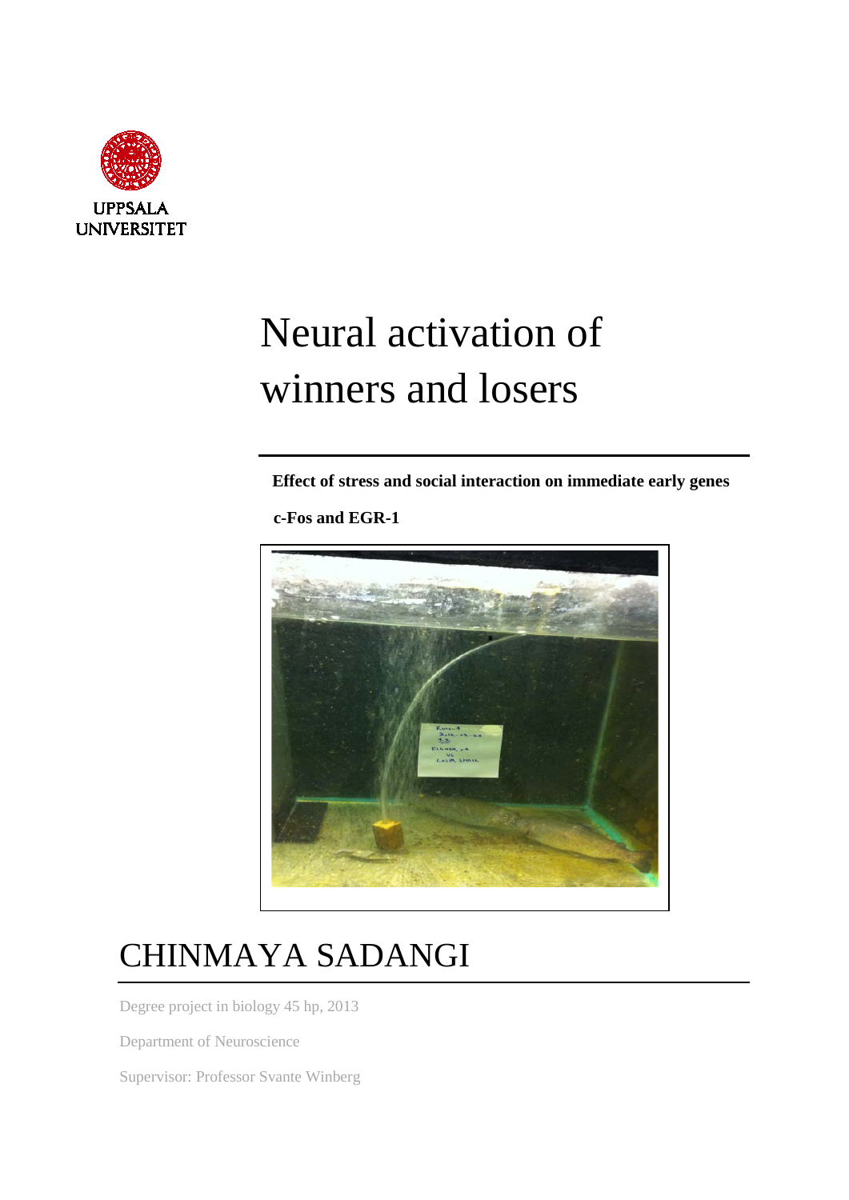UPPSALA UNIVERSITET

# Neural activation of winners and losers

**Effect of stress and social interaction on immediate early genes c-Fos and EGR-1**

## CHINMAYA SADANGI

Degree project in biology 45 hp, 2013

Department of Neuroscience

Supervisor: Professor Svante Winberg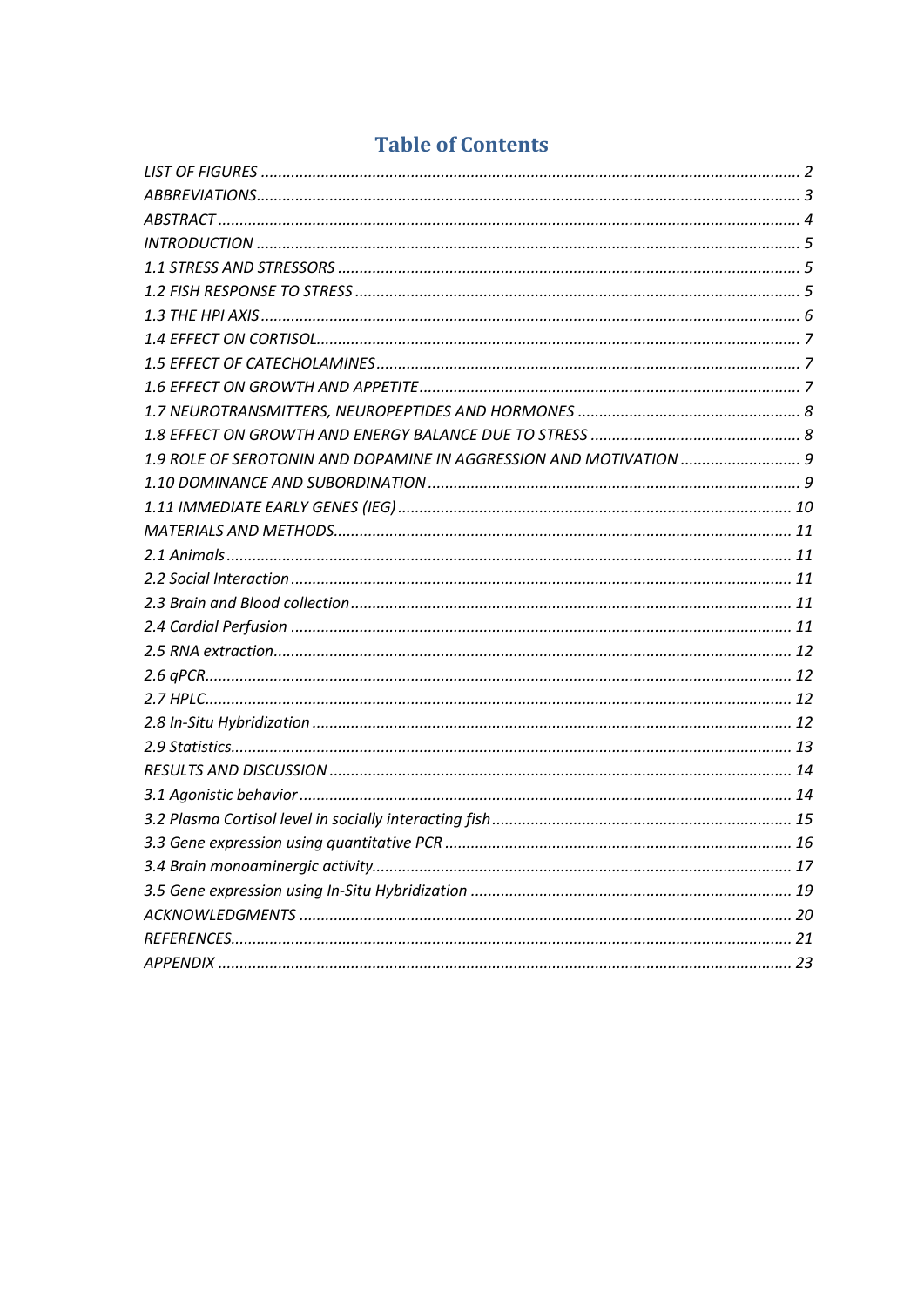# Table of Contents

*LIST OF FIGURES* ..... 2
*ABBREVIATIONS* ..... 3
*ABSTRACT* ..... 4
*INTRODUCTION* ..... 5
*1.1 STRESS AND STRESSORS* ..... 5
*1.2 FISH RESPONSE TO STRESS* ..... 5
*1.3 THE HPI AXIS* ..... 6
*1.4 EFFECT ON CORTISOL* ..... 7
*1.5 EFFECT OF CATECHOLAMINES* ..... 7
*1.6 EFFECT ON GROWTH AND APPETITE* ..... 7
*1.7 NEUROTRANSMITTERS, NEUROPEPTIDES AND HORMONES* ..... 8
*1.8 EFFECT ON GROWTH AND ENERGY BALANCE DUE TO STRESS* ..... 8
*1.9 ROLE OF SEROTONIN AND DOPAMINE IN AGGRESSION AND MOTIVATION* ..... 9
*1.10 DOMINANCE AND SUBORDINATION* ..... 9
*1.11 IMMEDIATE EARLY GENES (IEG)* ..... 10
*MATERIALS AND METHODS* ..... 11
*2.1 Animals* ..... 11
*2.2 Social Interaction* ..... 11
*2.3 Brain and Blood collection* ..... 11
*2.4 Cardial Perfusion* ..... 11
*2.5 RNA extraction* ..... 12
*2.6 qPCR* ..... 12
*2.7 HPLC* ..... 12
*2.8 In-Situ Hybridization* ..... 12
*2.9 Statistics* ..... 13
*RESULTS AND DISCUSSION* ..... 14
*3.1 Agonistic behavior* ..... 14
*3.2 Plasma Cortisol level in socially interacting fish* ..... 15
*3.3 Gene expression using quantitative PCR* ..... 16
*3.4 Brain monoaminergic activity* ..... 17
*3.5 Gene expression using In-Situ Hybridization* ..... 19
*ACKNOWLEDGMENTS* ..... 20
*REFERENCES* ..... 21
*APPENDIX* ..... 23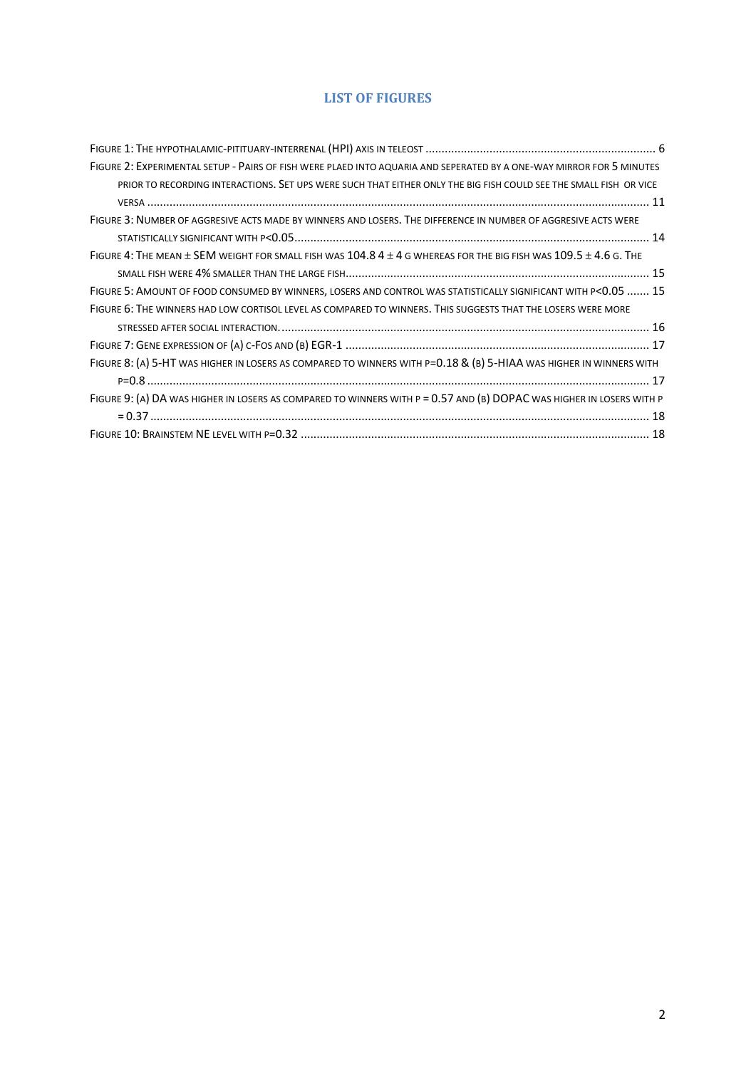## LIST OF FIGURES

Figure 1: The hypothalamic-pitiutary-interrenal (HPI) axis in teleost ........................................................................ 6

Figure 2: Experimental setup - Pairs of fish were plaed into aquaria and seperated by a one-way mirror for 5 minutes prior to recording interactions. Set ups were such that either only the big fish could see the small fish or vice versa ............................................................................................................................................. 11

Figure 3: Number of aggresive acts made by winners and losers. The difference in number of aggresive acts were statistically significant with $p<0.05$.............................................................................................................. 14

Figure 4: The mean $\pm$ SEM weight for small fish was 104.8 4 $\pm$ 4 g whereas for the big fish was 109.5 $\pm$ 4.6 g. The small fish were 4% smaller than the large fish............................................................................................... 15

Figure 5: Amount of food consumed by winners, losers and control was statistically significant with $p<0.05$ ....... 15

Figure 6: The winners had low cortisol level as compared to winners. This suggests that the losers were more stressed after social interaction. .................................................................................................................. 16

Figure 7: Gene expression of (a) c-Fos and (b) EGR-1 ............................................................................................... 17

Figure 8: (a) 5-HT was higher in losers as compared to winners with $p=0.18$ & (b) 5-HIAA was higher in winners with $p=0.8$ ............................................................................................................................................................ 17

Figure 9: (a) DA was higher in losers as compared to winners with $p = 0.57$ and (b) DOPAC was higher in losers with $p = 0.37$ ........................................................................................................................................................... 18

Figure 10: Brainstem NE level with $p=0.32$ ............................................................................................................ 18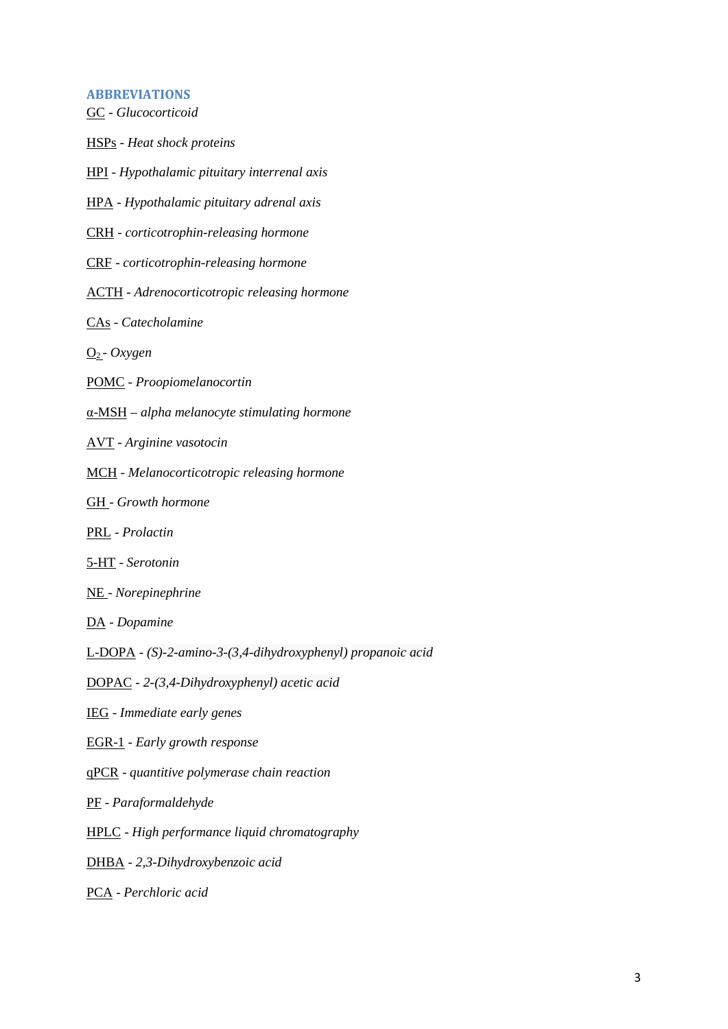## ABBREVIATIONS

<u>GC</u> - *Glucocorticoid*

<u>HSPs</u> - *Heat shock proteins*

<u>HPI</u> - *Hypothalamic pituitary interrenal axis*

<u>HPA</u> - *Hypothalamic pituitary adrenal axis*

<u>CRH</u> - *corticotrophin-releasing hormone*

<u>CRF</u> - *corticotrophin-releasing hormone*

<u>ACTH</u> - *Adrenocorticotropic releasing hormone*

<u>CAs</u> - *Catecholamine*

<u>$O_2$</u> - *Oxygen*

<u>POMC</u> - *Proopiomelanocortin*

<u>α-MSH</u> – *alpha melanocyte stimulating hormone*

<u>AVT</u> - *Arginine vasotocin*

<u>MCH</u> - *Melanocorticotropic releasing hormone*

<u>GH</u> - *Growth hormone*

<u>PRL</u> - *Prolactin*

<u>5-HT</u> - *Serotonin*

<u>NE</u> - *Norepinephrine*

<u>DA</u> - *Dopamine*

<u>L-DOPA</u> - *(S)-2-amino-3-(3,4-dihydroxyphenyl) propanoic acid*

<u>DOPAC</u> - *2-(3,4-Dihydroxyphenyl) acetic acid*

<u>IEG</u> - *Immediate early genes*

<u>EGR-1</u> - *Early growth response*

<u>qPCR</u> - *quantitive polymerase chain reaction*

<u>PF</u> - *Paraformaldehyde*

<u>HPLC</u> - *High performance liquid chromatography*

<u>DHBA</u> - *2,3-Dihydroxybenzoic acid*

<u>PCA</u> - *Perchloric acid*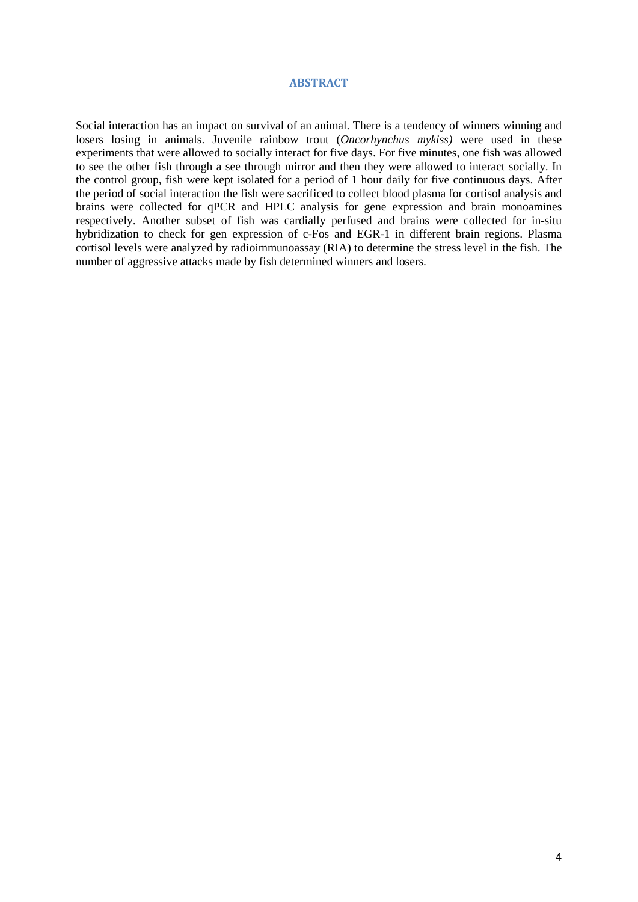## ABSTRACT

Social interaction has an impact on survival of an animal. There is a tendency of winners winning and losers losing in animals. Juvenile rainbow trout (*Oncorhynchus mykiss)* were used in these experiments that were allowed to socially interact for five days. For five minutes, one fish was allowed to see the other fish through a see through mirror and then they were allowed to interact socially. In the control group, fish were kept isolated for a period of 1 hour daily for five continuous days. After the period of social interaction the fish were sacrificed to collect blood plasma for cortisol analysis and brains were collected for qPCR and HPLC analysis for gene expression and brain monoamines respectively. Another subset of fish was cardially perfused and brains were collected for in-situ hybridization to check for gen expression of c-Fos and EGR-1 in different brain regions. Plasma cortisol levels were analyzed by radioimmunoassay (RIA) to determine the stress level in the fish. The number of aggressive attacks made by fish determined winners and losers.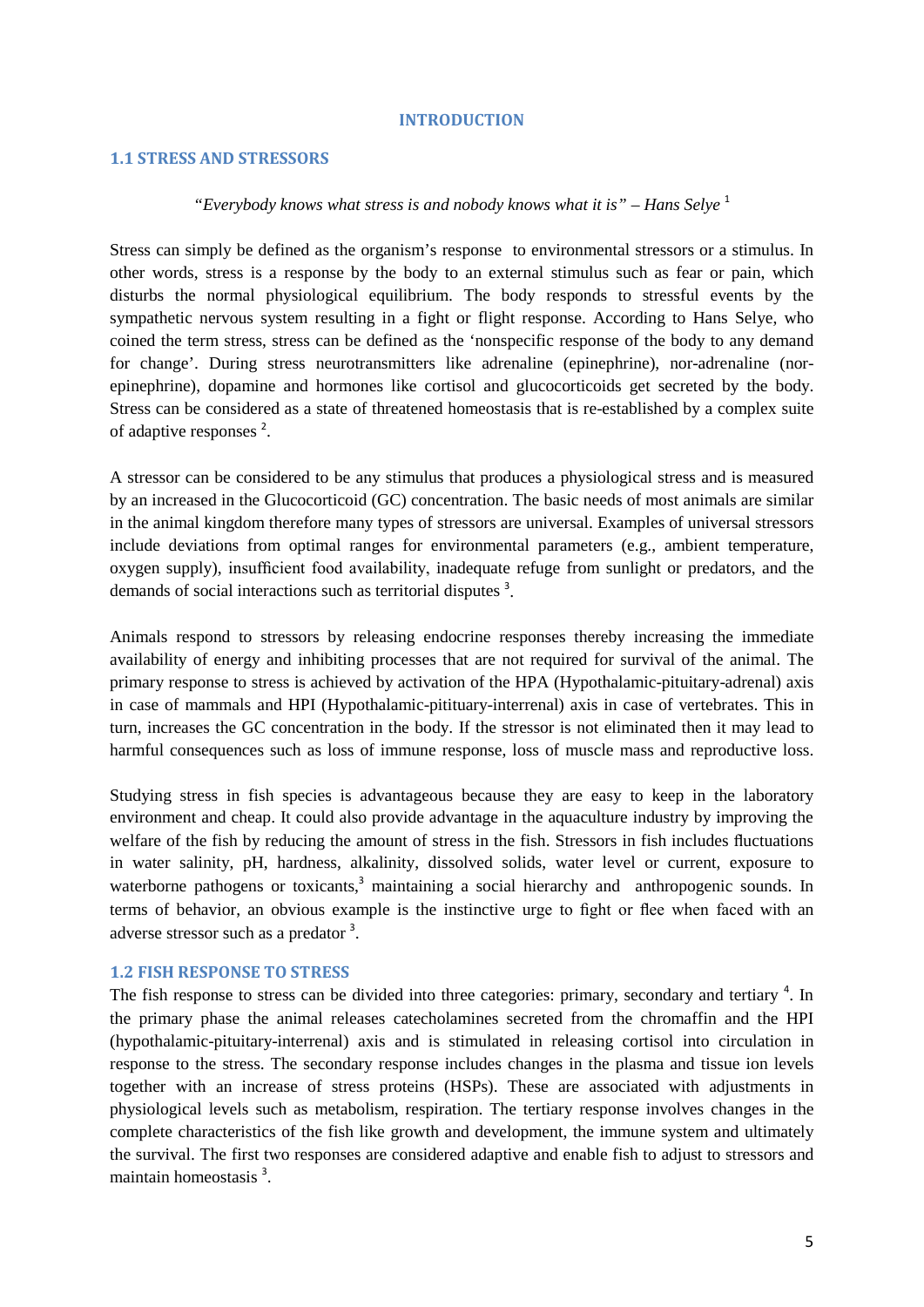# INTRODUCTION

## 1.1 STRESS AND STRESSORS

*"Everybody knows what stress is and nobody knows what it is" – Hans Selye* [1]

Stress can simply be defined as the organism's response to environmental stressors or a stimulus. In other words, stress is a response by the body to an external stimulus such as fear or pain, which disturbs the normal physiological equilibrium. The body responds to stressful events by the sympathetic nervous system resulting in a fight or flight response. According to Hans Selye, who coined the term stress, stress can be defined as the 'nonspecific response of the body to any demand for change'. During stress neurotransmitters like adrenaline (epinephrine), nor-adrenaline (nor-epinephrine), dopamine and hormones like cortisol and glucocorticoids get secreted by the body. Stress can be considered as a state of threatened homeostasis that is re-established by a complex suite of adaptive responses [2].

A stressor can be considered to be any stimulus that produces a physiological stress and is measured by an increased in the Glucocorticoid (GC) concentration. The basic needs of most animals are similar in the animal kingdom therefore many types of stressors are universal. Examples of universal stressors include deviations from optimal ranges for environmental parameters (e.g., ambient temperature, oxygen supply), insufficient food availability, inadequate refuge from sunlight or predators, and the demands of social interactions such as territorial disputes [3].

Animals respond to stressors by releasing endocrine responses thereby increasing the immediate availability of energy and inhibiting processes that are not required for survival of the animal. The primary response to stress is achieved by activation of the HPA (Hypothalamic-pituitary-adrenal) axis in case of mammals and HPI (Hypothalamic-pitituary-interrenal) axis in case of vertebrates. This in turn, increases the GC concentration in the body. If the stressor is not eliminated then it may lead to harmful consequences such as loss of immune response, loss of muscle mass and reproductive loss.

Studying stress in fish species is advantageous because they are easy to keep in the laboratory environment and cheap. It could also provide advantage in the aquaculture industry by improving the welfare of the fish by reducing the amount of stress in the fish. Stressors in fish includes fluctuations in water salinity, pH, hardness, alkalinity, dissolved solids, water level or current, exposure to waterborne pathogens or toxicants,[3] maintaining a social hierarchy and anthropogenic sounds. In terms of behavior, an obvious example is the instinctive urge to fight or flee when faced with an adverse stressor such as a predator [3].

## 1.2 FISH RESPONSE TO STRESS

The fish response to stress can be divided into three categories: primary, secondary and tertiary [4]. In the primary phase the animal releases catecholamines secreted from the chromaffin and the HPI (hypothalamic-pituitary-interrenal) axis and is stimulated in releasing cortisol into circulation in response to the stress. The secondary response includes changes in the plasma and tissue ion levels together with an increase of stress proteins (HSPs). These are associated with adjustments in physiological levels such as metabolism, respiration. The tertiary response involves changes in the complete characteristics of the fish like growth and development, the immune system and ultimately the survival. The first two responses are considered adaptive and enable fish to adjust to stressors and maintain homeostasis [3].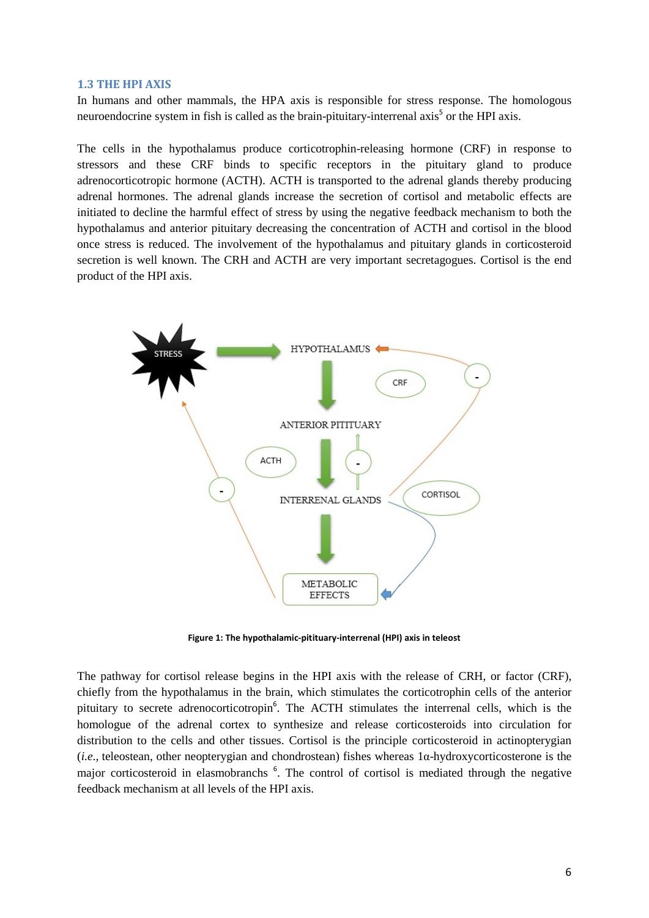### 1.3 THE HPI AXIS

In humans and other mammals, the HPA axis is responsible for stress response. The homologous neuroendocrine system in fish is called as the brain-pituitary-interrenal axis[5] or the HPI axis.

The cells in the hypothalamus produce corticotrophin-releasing hormone (CRF) in response to stressors and these CRF binds to specific receptors in the pituitary gland to produce adrenocorticotropic hormone (ACTH). ACTH is transported to the adrenal glands thereby producing adrenal hormones. The adrenal glands increase the secretion of cortisol and metabolic effects are initiated to decline the harmful effect of stress by using the negative feedback mechanism to both the hypothalamus and anterior pituitary decreasing the concentration of ACTH and cortisol in the blood once stress is reduced. The involvement of the hypothalamus and pituitary glands in corticosteroid secretion is well known. The CRH and ACTH are very important secretagogues. Cortisol is the end product of the HPI axis.

**Figure 1: The hypothalamic-pituitary-interrenal (HPI) axis in teleost**

The pathway for cortisol release begins in the HPI axis with the release of CRH, or factor (CRF), chiefly from the hypothalamus in the brain, which stimulates the corticotrophin cells of the anterior pituitary to secrete adrenocorticotropin[6]. The ACTH stimulates the interrenal cells, which is the homologue of the adrenal cortex to synthesize and release corticosteroids into circulation for distribution to the cells and other tissues. Cortisol is the principle corticosteroid in actinopterygian (*i.e.*, teleostean, other neopterygian and chondrostean) fishes whereas 1α-hydroxycorticosterone is the major corticosteroid in elasmobranchs [6]. The control of cortisol is mediated through the negative feedback mechanism at all levels of the HPI axis.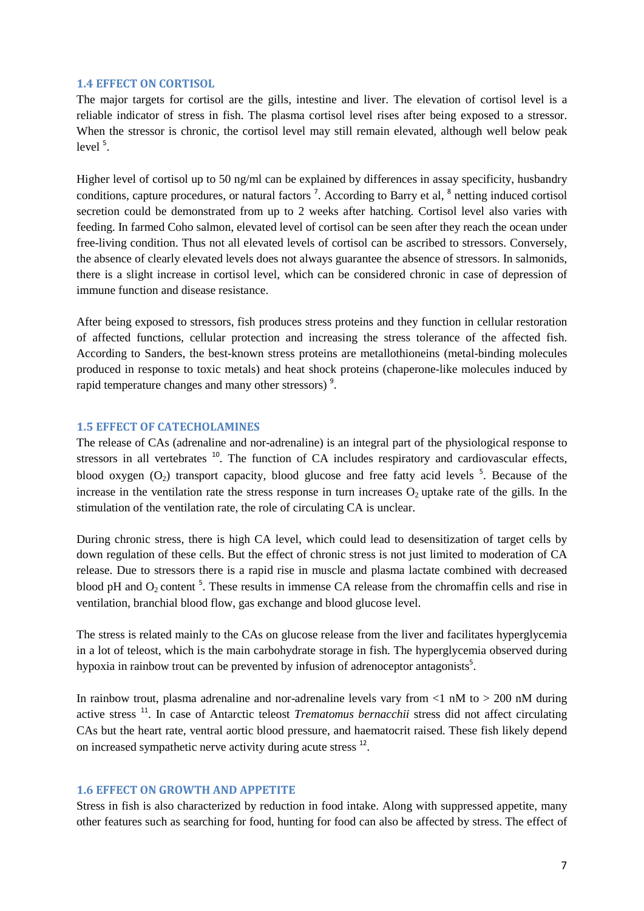### 1.4 EFFECT ON CORTISOL

The major targets for cortisol are the gills, intestine and liver. The elevation of cortisol level is a reliable indicator of stress in fish. The plasma cortisol level rises after being exposed to a stressor. When the stressor is chronic, the cortisol level may still remain elevated, although well below peak level [5].

Higher level of cortisol up to 50 ng/ml can be explained by differences in assay specificity, husbandry conditions, capture procedures, or natural factors [7]. According to Barry et al, [8] netting induced cortisol secretion could be demonstrated from up to 2 weeks after hatching. Cortisol level also varies with feeding. In farmed Coho salmon, elevated level of cortisol can be seen after they reach the ocean under free-living condition. Thus not all elevated levels of cortisol can be ascribed to stressors. Conversely, the absence of clearly elevated levels does not always guarantee the absence of stressors. In salmonids, there is a slight increase in cortisol level, which can be considered chronic in case of depression of immune function and disease resistance.

After being exposed to stressors, fish produces stress proteins and they function in cellular restoration of affected functions, cellular protection and increasing the stress tolerance of the affected fish. According to Sanders, the best-known stress proteins are metallothioneins (metal-binding molecules produced in response to toxic metals) and heat shock proteins (chaperone-like molecules induced by rapid temperature changes and many other stressors) [9].

### 1.5 EFFECT OF CATECHOLAMINES

The release of CAs (adrenaline and nor-adrenaline) is an integral part of the physiological response to stressors in all vertebrates [10]. The function of CA includes respiratory and cardiovascular effects, blood oxygen ($O_2$) transport capacity, blood glucose and free fatty acid levels [5]. Because of the increase in the ventilation rate the stress response in turn increases $O_2$ uptake rate of the gills. In the stimulation of the ventilation rate, the role of circulating CA is unclear.

During chronic stress, there is high CA level, which could lead to desensitization of target cells by down regulation of these cells. But the effect of chronic stress is not just limited to moderation of CA release. Due to stressors there is a rapid rise in muscle and plasma lactate combined with decreased blood pH and $O_2$ content [5]. These results in immense CA release from the chromaffin cells and rise in ventilation, branchial blood flow, gas exchange and blood glucose level.

The stress is related mainly to the CAs on glucose release from the liver and facilitates hyperglycemia in a lot of teleost, which is the main carbohydrate storage in fish. The hyperglycemia observed during hypoxia in rainbow trout can be prevented by infusion of adrenoceptor antagonists[5].

In rainbow trout, plasma adrenaline and nor-adrenaline levels vary from <1 nM to > 200 nM during active stress [11]. In case of Antarctic teleost *Trematomus bernacchii* stress did not affect circulating CAs but the heart rate, ventral aortic blood pressure, and haematocrit raised. These fish likely depend on increased sympathetic nerve activity during acute stress [12].

### 1.6 EFFECT ON GROWTH AND APPETITE

Stress in fish is also characterized by reduction in food intake. Along with suppressed appetite, many other features such as searching for food, hunting for food can also be affected by stress. The effect of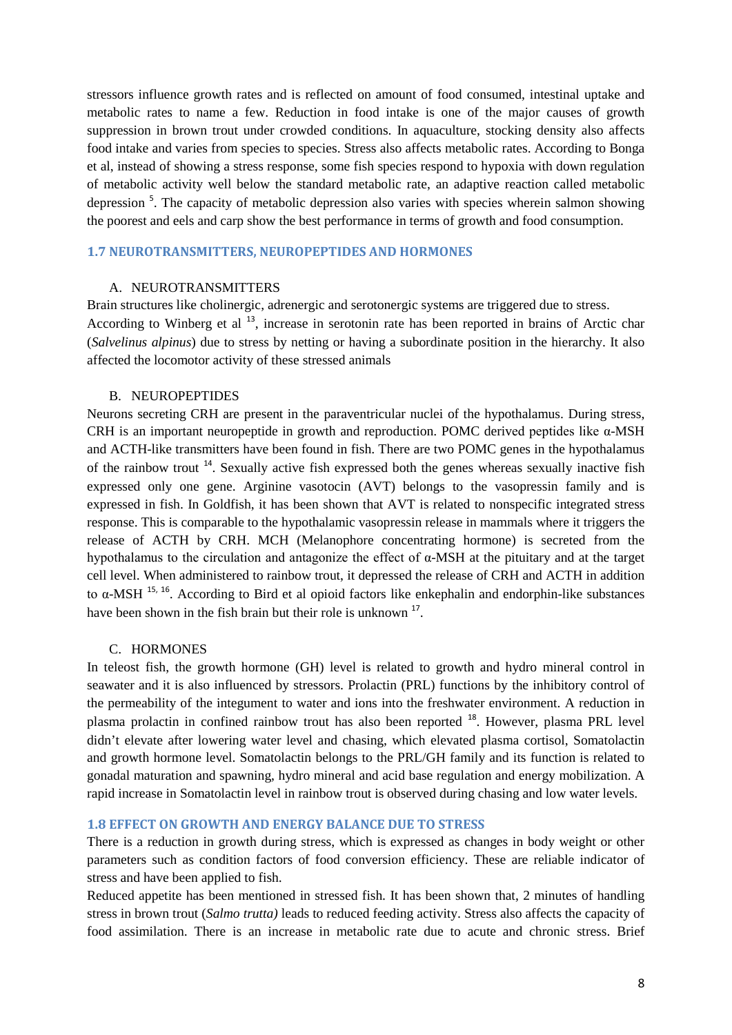stressors influence growth rates and is reflected on amount of food consumed, intestinal uptake and metabolic rates to name a few. Reduction in food intake is one of the major causes of growth suppression in brown trout under crowded conditions. In aquaculture, stocking density also affects food intake and varies from species to species. Stress also affects metabolic rates. According to Bonga et al, instead of showing a stress response, some fish species respond to hypoxia with down regulation of metabolic activity well below the standard metabolic rate, an adaptive reaction called metabolic depression [5]. The capacity of metabolic depression also varies with species wherein salmon showing the poorest and eels and carp show the best performance in terms of growth and food consumption.

### 1.7 NEUROTRANSMITTERS, NEUROPEPTIDES AND HORMONES

A. NEUROTRANSMITTERS

Brain structures like cholinergic, adrenergic and serotonergic systems are triggered due to stress. According to Winberg et al [13], increase in serotonin rate has been reported in brains of Arctic char (*Salvelinus alpinus*) due to stress by netting or having a subordinate position in the hierarchy. It also affected the locomotor activity of these stressed animals

B. NEUROPEPTIDES

Neurons secreting CRH are present in the paraventricular nuclei of the hypothalamus. During stress, CRH is an important neuropeptide in growth and reproduction. POMC derived peptides like α-MSH and ACTH-like transmitters have been found in fish. There are two POMC genes in the hypothalamus of the rainbow trout [14]. Sexually active fish expressed both the genes whereas sexually inactive fish expressed only one gene. Arginine vasotocin (AVT) belongs to the vasopressin family and is expressed in fish. In Goldfish, it has been shown that AVT is related to nonspecific integrated stress response. This is comparable to the hypothalamic vasopressin release in mammals where it triggers the release of ACTH by CRH. MCH (Melanophore concentrating hormone) is secreted from the hypothalamus to the circulation and antagonize the effect of α-MSH at the pituitary and at the target cell level. When administered to rainbow trout, it depressed the release of CRH and ACTH in addition to α-MSH [15, 16]. According to Bird et al opioid factors like enkephalin and endorphin-like substances have been shown in the fish brain but their role is unknown [17].

C. HORMONES

In teleost fish, the growth hormone (GH) level is related to growth and hydro mineral control in seawater and it is also influenced by stressors. Prolactin (PRL) functions by the inhibitory control of the permeability of the integument to water and ions into the freshwater environment. A reduction in plasma prolactin in confined rainbow trout has also been reported [18]. However, plasma PRL level didn't elevate after lowering water level and chasing, which elevated plasma cortisol, Somatolactin and growth hormone level. Somatolactin belongs to the PRL/GH family and its function is related to gonadal maturation and spawning, hydro mineral and acid base regulation and energy mobilization. A rapid increase in Somatolactin level in rainbow trout is observed during chasing and low water levels.

### 1.8 EFFECT ON GROWTH AND ENERGY BALANCE DUE TO STRESS

There is a reduction in growth during stress, which is expressed as changes in body weight or other parameters such as condition factors of food conversion efficiency. These are reliable indicator of stress and have been applied to fish.

Reduced appetite has been mentioned in stressed fish. It has been shown that, 2 minutes of handling stress in brown trout (*Salmo trutta)* leads to reduced feeding activity. Stress also affects the capacity of food assimilation. There is an increase in metabolic rate due to acute and chronic stress. Brief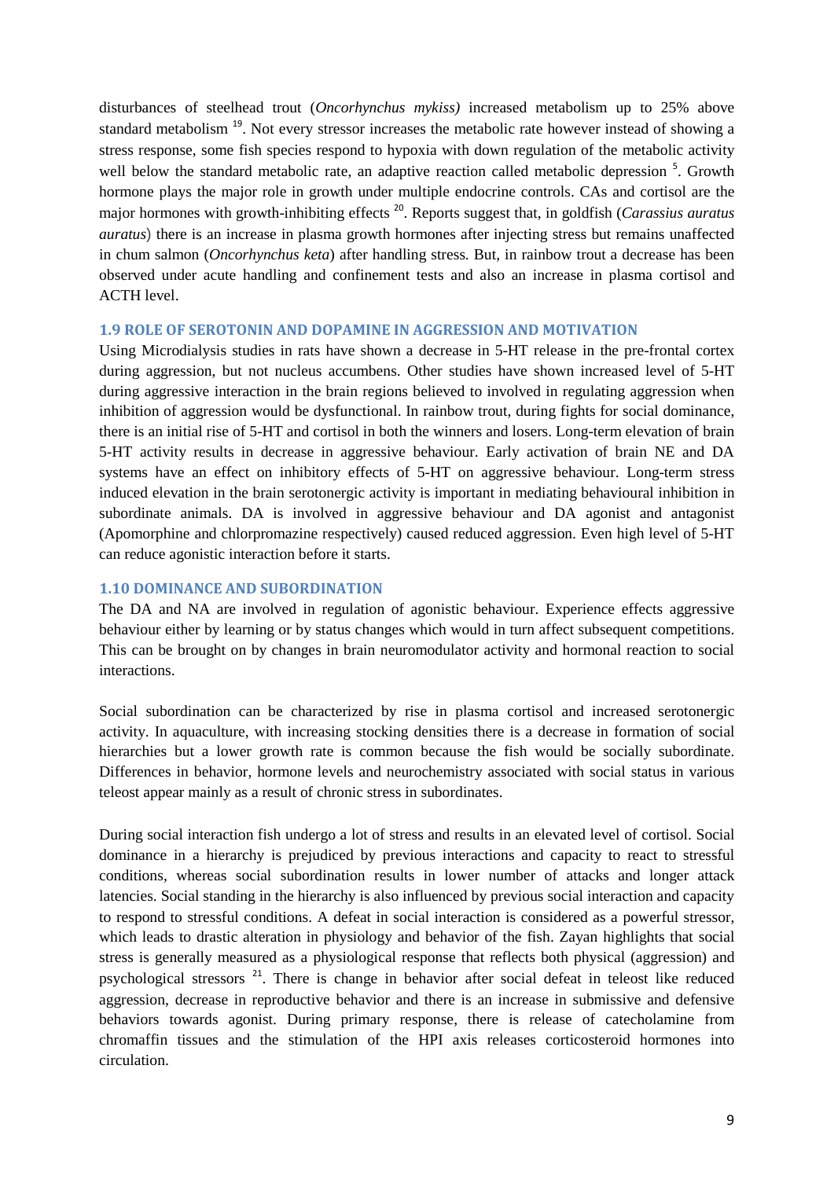disturbances of steelhead trout (*Oncorhynchus mykiss)* increased metabolism up to 25% above standard metabolism [19]. Not every stressor increases the metabolic rate however instead of showing a stress response, some fish species respond to hypoxia with down regulation of the metabolic activity well below the standard metabolic rate, an adaptive reaction called metabolic depression [5]. Growth hormone plays the major role in growth under multiple endocrine controls. CAs and cortisol are the major hormones with growth-inhibiting effects [20]. Reports suggest that, in goldfish (*Carassius auratus auratus*) there is an increase in plasma growth hormones after injecting stress but remains unaffected in chum salmon (*Oncorhynchus keta*) after handling stress. But, in rainbow trout a decrease has been observed under acute handling and confinement tests and also an increase in plasma cortisol and ACTH level.

### 1.9 ROLE OF SEROTONIN AND DOPAMINE IN AGGRESSION AND MOTIVATION

Using Microdialysis studies in rats have shown a decrease in 5-HT release in the pre-frontal cortex during aggression, but not nucleus accumbens. Other studies have shown increased level of 5-HT during aggressive interaction in the brain regions believed to involved in regulating aggression when inhibition of aggression would be dysfunctional. In rainbow trout, during fights for social dominance, there is an initial rise of 5-HT and cortisol in both the winners and losers. Long-term elevation of brain 5-HT activity results in decrease in aggressive behaviour. Early activation of brain NE and DA systems have an effect on inhibitory effects of 5-HT on aggressive behaviour. Long-term stress induced elevation in the brain serotonergic activity is important in mediating behavioural inhibition in subordinate animals. DA is involved in aggressive behaviour and DA agonist and antagonist (Apomorphine and chlorpromazine respectively) caused reduced aggression. Even high level of 5-HT can reduce agonistic interaction before it starts.

### 1.10 DOMINANCE AND SUBORDINATION

The DA and NA are involved in regulation of agonistic behaviour. Experience effects aggressive behaviour either by learning or by status changes which would in turn affect subsequent competitions. This can be brought on by changes in brain neuromodulator activity and hormonal reaction to social interactions.

Social subordination can be characterized by rise in plasma cortisol and increased serotonergic activity. In aquaculture, with increasing stocking densities there is a decrease in formation of social hierarchies but a lower growth rate is common because the fish would be socially subordinate. Differences in behavior, hormone levels and neurochemistry associated with social status in various teleost appear mainly as a result of chronic stress in subordinates.

During social interaction fish undergo a lot of stress and results in an elevated level of cortisol. Social dominance in a hierarchy is prejudiced by previous interactions and capacity to react to stressful conditions, whereas social subordination results in lower number of attacks and longer attack latencies. Social standing in the hierarchy is also influenced by previous social interaction and capacity to respond to stressful conditions. A defeat in social interaction is considered as a powerful stressor, which leads to drastic alteration in physiology and behavior of the fish. Zayan highlights that social stress is generally measured as a physiological response that reflects both physical (aggression) and psychological stressors [21]. There is change in behavior after social defeat in teleost like reduced aggression, decrease in reproductive behavior and there is an increase in submissive and defensive behaviors towards agonist. During primary response, there is release of catecholamine from chromaffin tissues and the stimulation of the HPI axis releases corticosteroid hormones into circulation.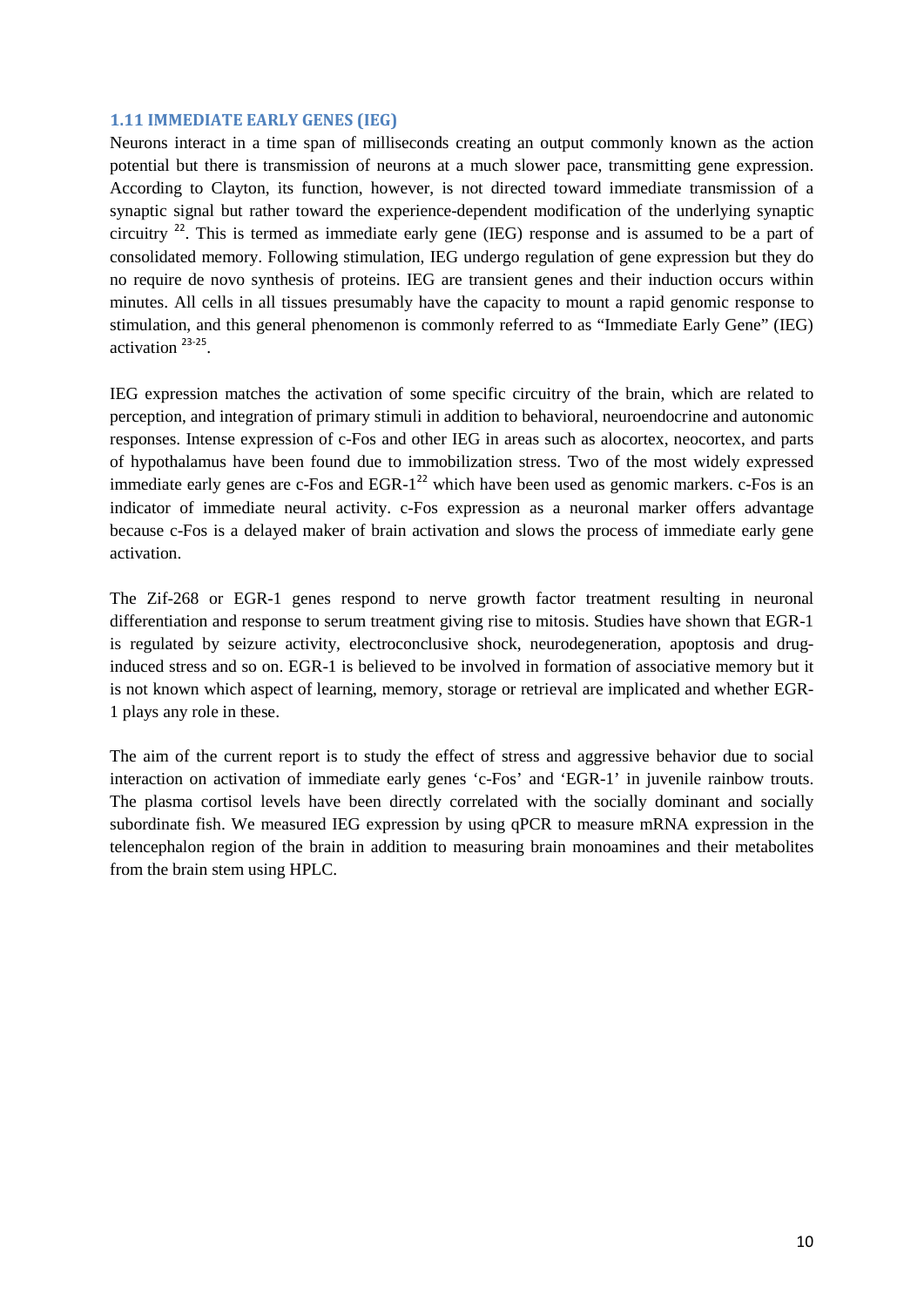### 1.11 IMMEDIATE EARLY GENES (IEG)

Neurons interact in a time span of milliseconds creating an output commonly known as the action potential but there is transmission of neurons at a much slower pace, transmitting gene expression. According to Clayton, its function, however, is not directed toward immediate transmission of a synaptic signal but rather toward the experience-dependent modification of the underlying synaptic circuitry [22]. This is termed as immediate early gene (IEG) response and is assumed to be a part of consolidated memory. Following stimulation, IEG undergo regulation of gene expression but they do no require de novo synthesis of proteins. IEG are transient genes and their induction occurs within minutes. All cells in all tissues presumably have the capacity to mount a rapid genomic response to stimulation, and this general phenomenon is commonly referred to as "Immediate Early Gene" (IEG) activation [23-25].

IEG expression matches the activation of some specific circuitry of the brain, which are related to perception, and integration of primary stimuli in addition to behavioral, neuroendocrine and autonomic responses. Intense expression of c-Fos and other IEG in areas such as alocortex, neocortex, and parts of hypothalamus have been found due to immobilization stress. Two of the most widely expressed immediate early genes are c-Fos and EGR-1[22] which have been used as genomic markers. c-Fos is an indicator of immediate neural activity. c-Fos expression as a neuronal marker offers advantage because c-Fos is a delayed maker of brain activation and slows the process of immediate early gene activation.

The Zif-268 or EGR-1 genes respond to nerve growth factor treatment resulting in neuronal differentiation and response to serum treatment giving rise to mitosis. Studies have shown that EGR-1 is regulated by seizure activity, electroconclusive shock, neurodegeneration, apoptosis and drug-induced stress and so on. EGR-1 is believed to be involved in formation of associative memory but it is not known which aspect of learning, memory, storage or retrieval are implicated and whether EGR-1 plays any role in these.

The aim of the current report is to study the effect of stress and aggressive behavior due to social interaction on activation of immediate early genes 'c-Fos' and 'EGR-1' in juvenile rainbow trouts. The plasma cortisol levels have been directly correlated with the socially dominant and socially subordinate fish. We measured IEG expression by using qPCR to measure mRNA expression in the telencephalon region of the brain in addition to measuring brain monoamines and their metabolites from the brain stem using HPLC.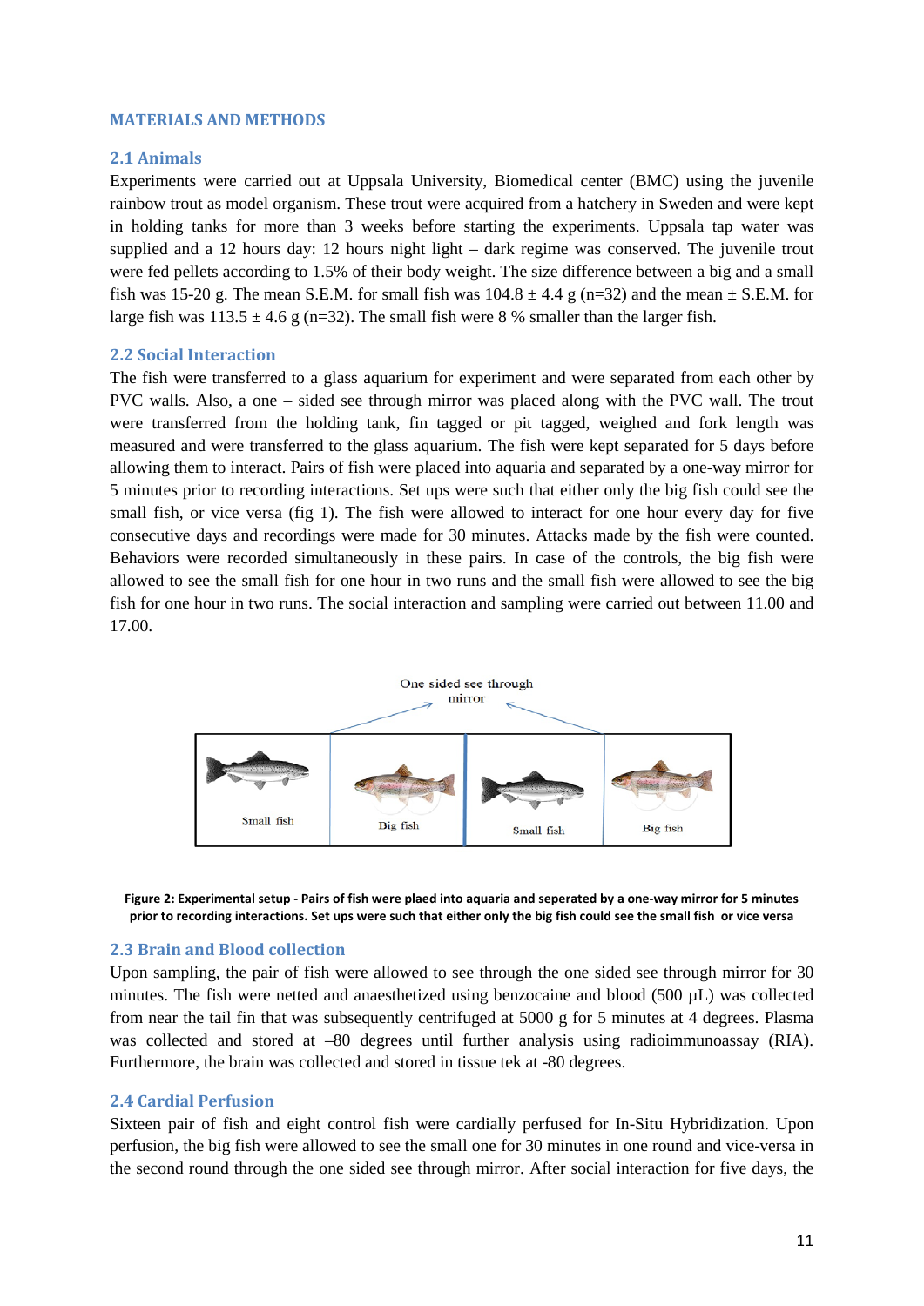## MATERIALS AND METHODS

### 2.1 Animals

Experiments were carried out at Uppsala University, Biomedical center (BMC) using the juvenile rainbow trout as model organism. These trout were acquired from a hatchery in Sweden and were kept in holding tanks for more than 3 weeks before starting the experiments. Uppsala tap water was supplied and a 12 hours day: 12 hours night light – dark regime was conserved. The juvenile trout were fed pellets according to 1.5% of their body weight. The size difference between a big and a small fish was 15-20 g. The mean S.E.M. for small fish was 104.8 ± 4.4 g (n=32) and the mean ± S.E.M. for large fish was 113.5 ± 4.6 g (n=32). The small fish were 8 % smaller than the larger fish.

### 2.2 Social Interaction

The fish were transferred to a glass aquarium for experiment and were separated from each other by PVC walls. Also, a one – sided see through mirror was placed along with the PVC wall. The trout were transferred from the holding tank, fin tagged or pit tagged, weighed and fork length was measured and were transferred to the glass aquarium. The fish were kept separated for 5 days before allowing them to interact. Pairs of fish were placed into aquaria and separated by a one-way mirror for 5 minutes prior to recording interactions. Set ups were such that either only the big fish could see the small fish, or vice versa (fig 1). The fish were allowed to interact for one hour every day for five consecutive days and recordings were made for 30 minutes. Attacks made by the fish were counted. Behaviors were recorded simultaneously in these pairs. In case of the controls, the big fish were allowed to see the small fish for one hour in two runs and the small fish were allowed to see the big fish for one hour in two runs. The social interaction and sampling were carried out between 11.00 and 17.00.

One sided see through mirror

Small fish | Big fish | Small fish | Big fish

**Figure 2: Experimental setup - Pairs of fish were plaed into aquaria and seperated by a one-way mirror for 5 minutes prior to recording interactions. Set ups were such that either only the big fish could see the small fish or vice versa**

### 2.3 Brain and Blood collection

Upon sampling, the pair of fish were allowed to see through the one sided see through mirror for 30 minutes. The fish were netted and anaesthetized using benzocaine and blood (500 µL) was collected from near the tail fin that was subsequently centrifuged at 5000 g for 5 minutes at 4 degrees. Plasma was collected and stored at –80 degrees until further analysis using radioimmunoassay (RIA). Furthermore, the brain was collected and stored in tissue tek at -80 degrees.

### 2.4 Cardial Perfusion

Sixteen pair of fish and eight control fish were cardially perfused for In-Situ Hybridization. Upon perfusion, the big fish were allowed to see the small one for 30 minutes in one round and vice-versa in the second round through the one sided see through mirror. After social interaction for five days, the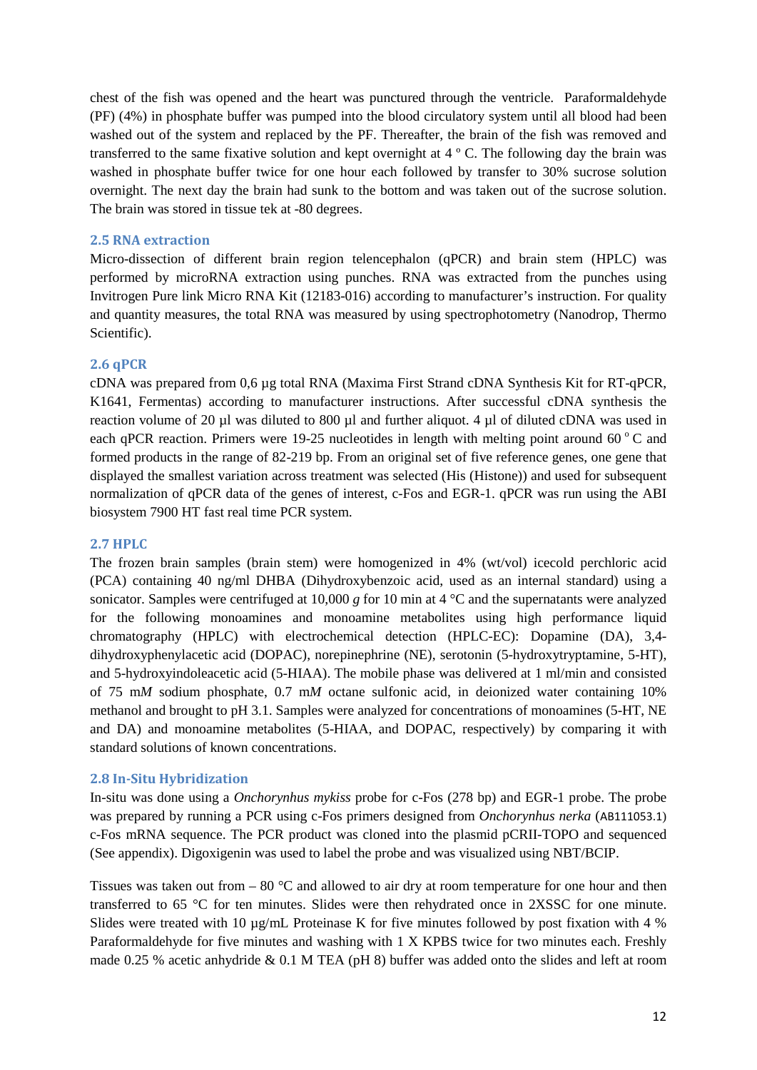chest of the fish was opened and the heart was punctured through the ventricle. Paraformaldehyde (PF) (4%) in phosphate buffer was pumped into the blood circulatory system until all blood had been washed out of the system and replaced by the PF. Thereafter, the brain of the fish was removed and transferred to the same fixative solution and kept overnight at 4 º C. The following day the brain was washed in phosphate buffer twice for one hour each followed by transfer to 30% sucrose solution overnight. The next day the brain had sunk to the bottom and was taken out of the sucrose solution. The brain was stored in tissue tek at -80 degrees.

## 2.5 RNA extraction

Micro-dissection of different brain region telencephalon (qPCR) and brain stem (HPLC) was performed by microRNA extraction using punches. RNA was extracted from the punches using Invitrogen Pure link Micro RNA Kit (12183-016) according to manufacturer's instruction. For quality and quantity measures, the total RNA was measured by using spectrophotometry (Nanodrop, Thermo Scientific).

## 2.6 qPCR

cDNA was prepared from 0,6 µg total RNA (Maxima First Strand cDNA Synthesis Kit for RT-qPCR, K1641, Fermentas) according to manufacturer instructions. After successful cDNA synthesis the reaction volume of 20 µl was diluted to 800 µl and further aliquot. 4 µl of diluted cDNA was used in each qPCR reaction. Primers were 19-25 nucleotides in length with melting point around 60 º C and formed products in the range of 82-219 bp. From an original set of five reference genes, one gene that displayed the smallest variation across treatment was selected (His (Histone)) and used for subsequent normalization of qPCR data of the genes of interest, c-Fos and EGR-1. qPCR was run using the ABI biosystem 7900 HT fast real time PCR system.

## 2.7 HPLC

The frozen brain samples (brain stem) were homogenized in 4% (wt/vol) icecold perchloric acid (PCA) containing 40 ng/ml DHBA (Dihydroxybenzoic acid, used as an internal standard) using a sonicator. Samples were centrifuged at 10,000 *g* for 10 min at 4 °C and the supernatants were analyzed for the following monoamines and monoamine metabolites using high performance liquid chromatography (HPLC) with electrochemical detection (HPLC-EC): Dopamine (DA), 3,4-dihydroxyphenylacetic acid (DOPAC), norepinephrine (NE), serotonin (5-hydroxytryptamine, 5-HT), and 5-hydroxyindoleacetic acid (5-HIAA). The mobile phase was delivered at 1 ml/min and consisted of 75 m*M* sodium phosphate, 0.7 m*M* octane sulfonic acid, in deionized water containing 10% methanol and brought to pH 3.1. Samples were analyzed for concentrations of monoamines (5-HT, NE and DA) and monoamine metabolites (5-HIAA, and DOPAC, respectively) by comparing it with standard solutions of known concentrations.

## 2.8 In-Situ Hybridization

In-situ was done using a *Onchorynhus mykiss* probe for c-Fos (278 bp) and EGR-1 probe. The probe was prepared by running a PCR using c-Fos primers designed from *Onchorynhus nerka* (AB111053.1) c-Fos mRNA sequence. The PCR product was cloned into the plasmid pCRII-TOPO and sequenced (See appendix). Digoxigenin was used to label the probe and was visualized using NBT/BCIP.

Tissues was taken out from – 80 °C and allowed to air dry at room temperature for one hour and then transferred to 65 °C for ten minutes. Slides were then rehydrated once in 2XSSC for one minute. Slides were treated with 10 µg/mL Proteinase K for five minutes followed by post fixation with 4 % Paraformaldehyde for five minutes and washing with 1 X KPBS twice for two minutes each. Freshly made 0.25 % acetic anhydride & 0.1 M TEA (pH 8) buffer was added onto the slides and left at room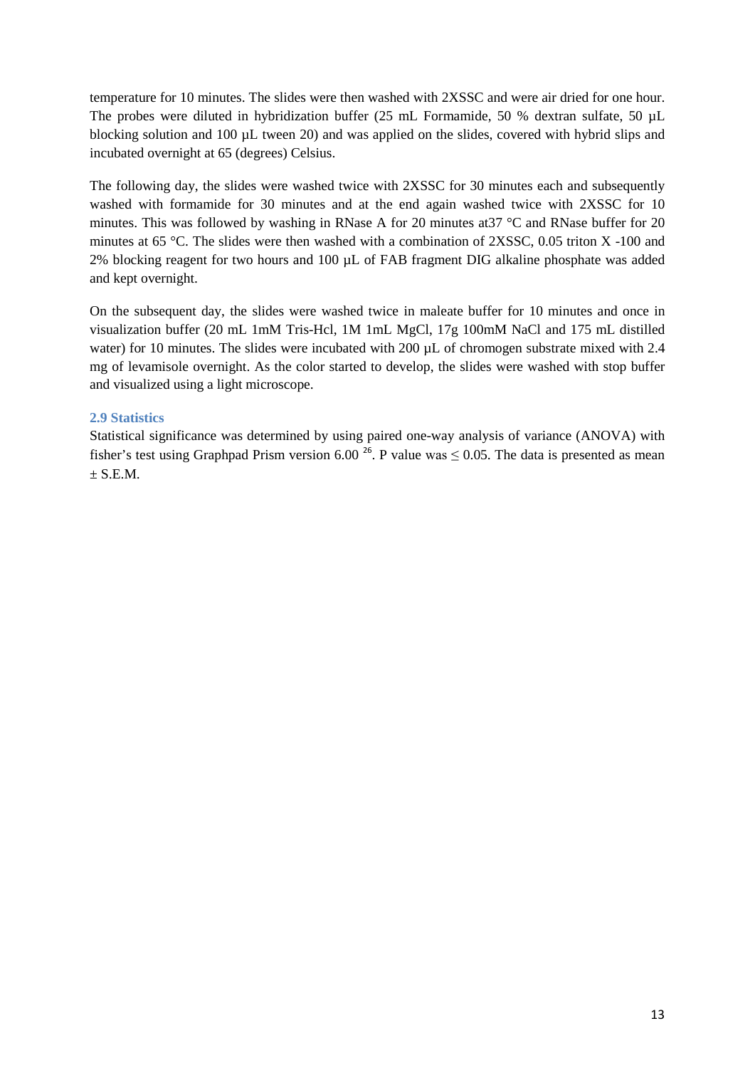temperature for 10 minutes. The slides were then washed with 2XSSC and were air dried for one hour. The probes were diluted in hybridization buffer (25 mL Formamide, 50 % dextran sulfate, 50 µL blocking solution and 100 µL tween 20) and was applied on the slides, covered with hybrid slips and incubated overnight at 65 (degrees) Celsius.

The following day, the slides were washed twice with 2XSSC for 30 minutes each and subsequently washed with formamide for 30 minutes and at the end again washed twice with 2XSSC for 10 minutes. This was followed by washing in RNase A for 20 minutes at37 °C and RNase buffer for 20 minutes at 65 °C. The slides were then washed with a combination of 2XSSC, 0.05 triton X -100 and 2% blocking reagent for two hours and 100 µL of FAB fragment DIG alkaline phosphate was added and kept overnight.

On the subsequent day, the slides were washed twice in maleate buffer for 10 minutes and once in visualization buffer (20 mL 1mM Tris-Hcl, 1M 1mL MgCl, 17g 100mM NaCl and 175 mL distilled water) for 10 minutes. The slides were incubated with 200 µL of chromogen substrate mixed with 2.4 mg of levamisole overnight. As the color started to develop, the slides were washed with stop buffer and visualized using a light microscope.

### 2.9 Statistics

Statistical significance was determined by using paired one-way analysis of variance (ANOVA) with fisher's test using Graphpad Prism version 6.00 [26]. P value was $\leq 0.05$. The data is presented as mean ± S.E.M.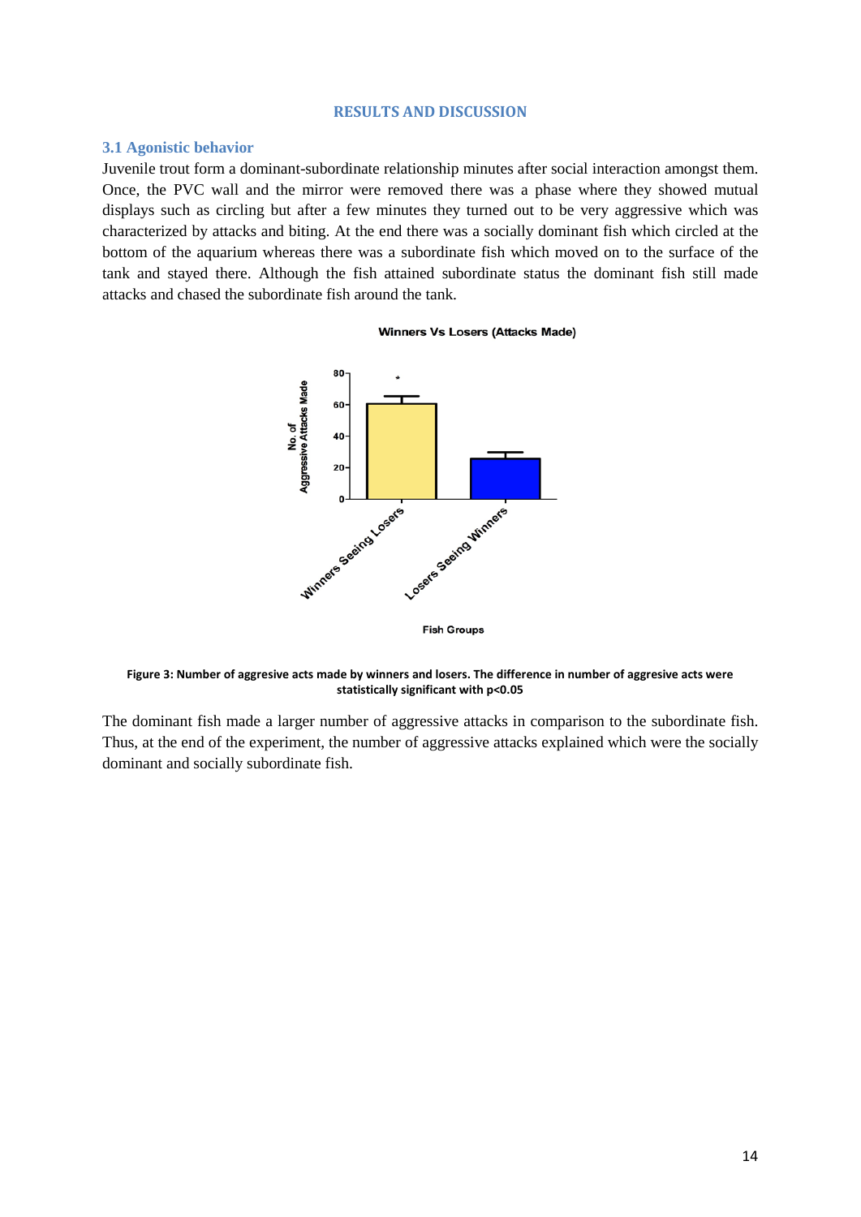# RESULTS AND DISCUSSION

## 3.1 Agonistic behavior

Juvenile trout form a dominant-subordinate relationship minutes after social interaction amongst them. Once, the PVC wall and the mirror were removed there was a phase where they showed mutual displays such as circling but after a few minutes they turned out to be very aggressive which was characterized by attacks and biting. At the end there was a socially dominant fish which circled at the bottom of the aquarium whereas there was a subordinate fish which moved on to the surface of the tank and stayed there. Although the fish attained subordinate status the dominant fish still made attacks and chased the subordinate fish around the tank.

**Figure 3: Number of aggresive acts made by winners and losers. The difference in number of aggresive acts were statistically significant with $p<0.05$**

The dominant fish made a larger number of aggressive attacks in comparison to the subordinate fish. Thus, at the end of the experiment, the number of aggressive attacks explained which were the socially dominant and socially subordinate fish.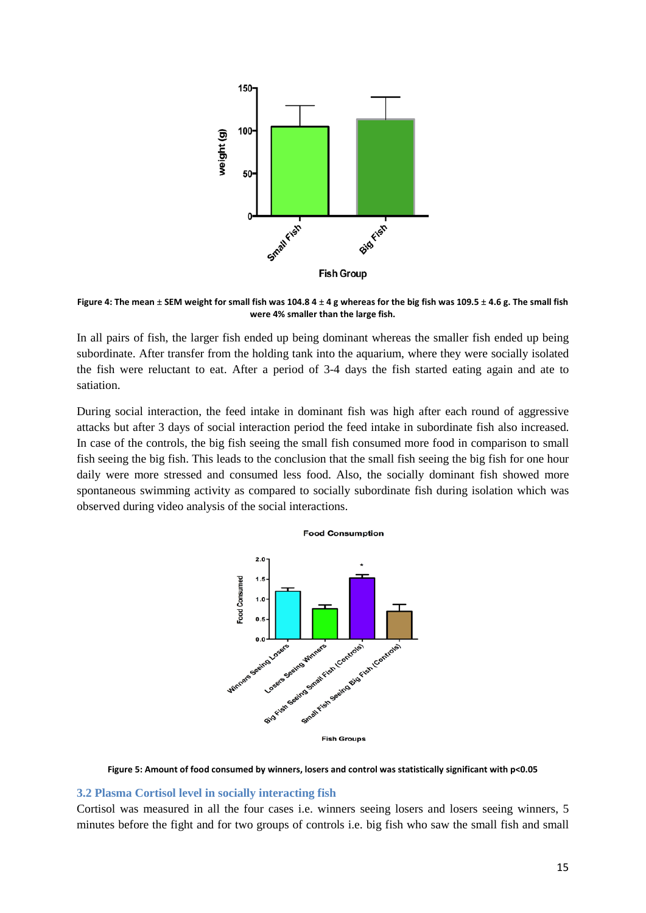Figure 4: The mean ± SEM weight for small fish was 104.8 4 ± 4 g whereas for the big fish was 109.5 ± 4.6 g. The small fish were 4% smaller than the large fish.

In all pairs of fish, the larger fish ended up being dominant whereas the smaller fish ended up being subordinate. After transfer from the holding tank into the aquarium, where they were socially isolated the fish were reluctant to eat. After a period of 3-4 days the fish started eating again and ate to satiation.

During social interaction, the feed intake in dominant fish was high after each round of aggressive attacks but after 3 days of social interaction period the feed intake in subordinate fish also increased. In case of the controls, the big fish seeing the small fish consumed more food in comparison to small fish seeing the big fish. This leads to the conclusion that the small fish seeing the big fish for one hour daily were more stressed and consumed less food. Also, the socially dominant fish showed more spontaneous swimming activity as compared to socially subordinate fish during isolation which was observed during video analysis of the social interactions.

Figure 5: Amount of food consumed by winners, losers and control was statistically significant with $p<0.05$

### 3.2 Plasma Cortisol level in socially interacting fish

Cortisol was measured in all the four cases i.e. winners seeing losers and losers seeing winners, 5 minutes before the fight and for two groups of controls i.e. big fish who saw the small fish and small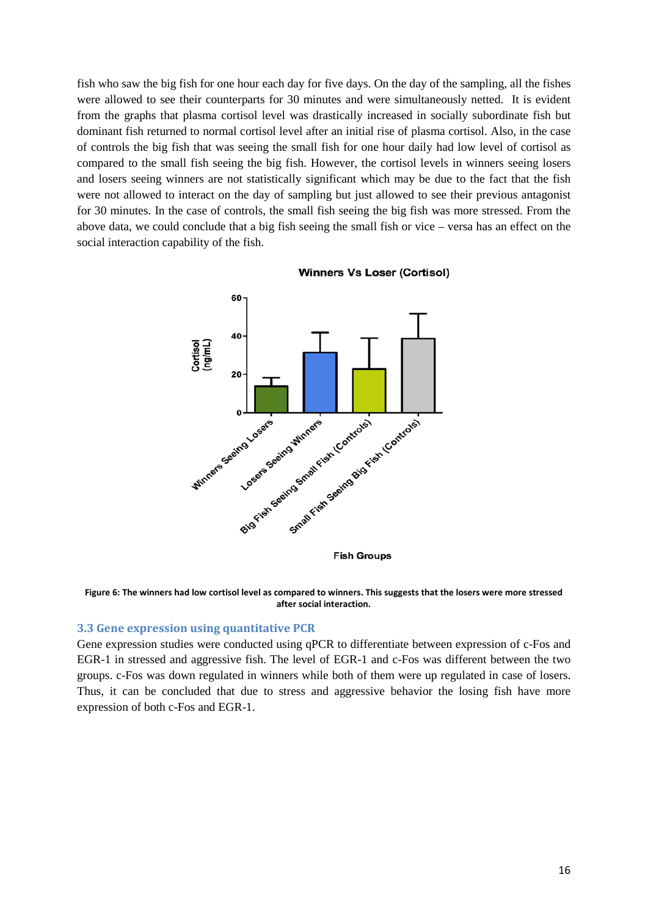fish who saw the big fish for one hour each day for five days. On the day of the sampling, all the fishes were allowed to see their counterparts for 30 minutes and were simultaneously netted. It is evident from the graphs that plasma cortisol level was drastically increased in socially subordinate fish but dominant fish returned to normal cortisol level after an initial rise of plasma cortisol. Also, in the case of controls the big fish that was seeing the small fish for one hour daily had low level of cortisol as compared to the small fish seeing the big fish. However, the cortisol levels in winners seeing losers and losers seeing winners are not statistically significant which may be due to the fact that the fish were not allowed to interact on the day of sampling but just allowed to see their previous antagonist for 30 minutes. In the case of controls, the small fish seeing the big fish was more stressed. From the above data, we could conclude that a big fish seeing the small fish or vice – versa has an effect on the social interaction capability of the fish.

**Figure 6: The winners had low cortisol level as compared to winners. This suggests that the losers were more stressed after social interaction.**

### 3.3 Gene expression using quantitative PCR

Gene expression studies were conducted using qPCR to differentiate between expression of c-Fos and EGR-1 in stressed and aggressive fish. The level of EGR-1 and c-Fos was different between the two groups. c-Fos was down regulated in winners while both of them were up regulated in case of losers. Thus, it can be concluded that due to stress and aggressive behavior the losing fish have more expression of both c-Fos and EGR-1.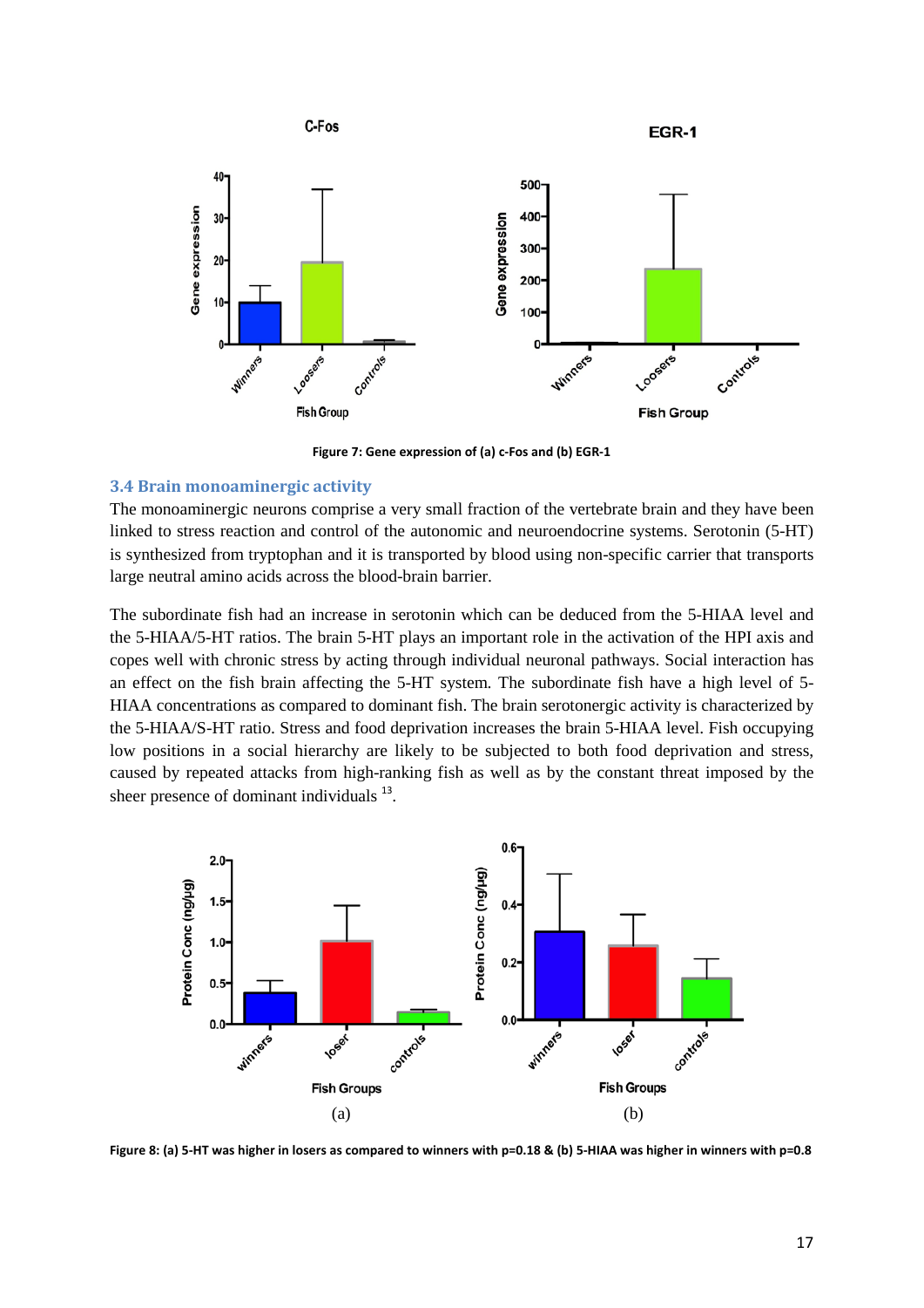Figure 7: Gene expression of (a) c-Fos and (b) EGR-1

### 3.4 Brain monoaminergic activity

The monoaminergic neurons comprise a very small fraction of the vertebrate brain and they have been linked to stress reaction and control of the autonomic and neuroendocrine systems. Serotonin (5-HT) is synthesized from tryptophan and it is transported by blood using non-specific carrier that transports large neutral amino acids across the blood-brain barrier.

The subordinate fish had an increase in serotonin which can be deduced from the 5-HIAA level and the 5-HIAA/5-HT ratios. The brain 5-HT plays an important role in the activation of the HPI axis and copes well with chronic stress by acting through individual neuronal pathways. Social interaction has an effect on the fish brain affecting the 5-HT system. The subordinate fish have a high level of 5-HIAA concentrations as compared to dominant fish. The brain serotonergic activity is characterized by the 5-HIAA/S-HT ratio. Stress and food deprivation increases the brain 5-HIAA level. Fish occupying low positions in a social hierarchy are likely to be subjected to both food deprivation and stress, caused by repeated attacks from high-ranking fish as well as by the constant threat imposed by the sheer presence of dominant individuals [13].

Figure 8: (a) 5-HT was higher in losers as compared to winners with p=0.18 & (b) 5-HIAA was higher in winners with p=0.8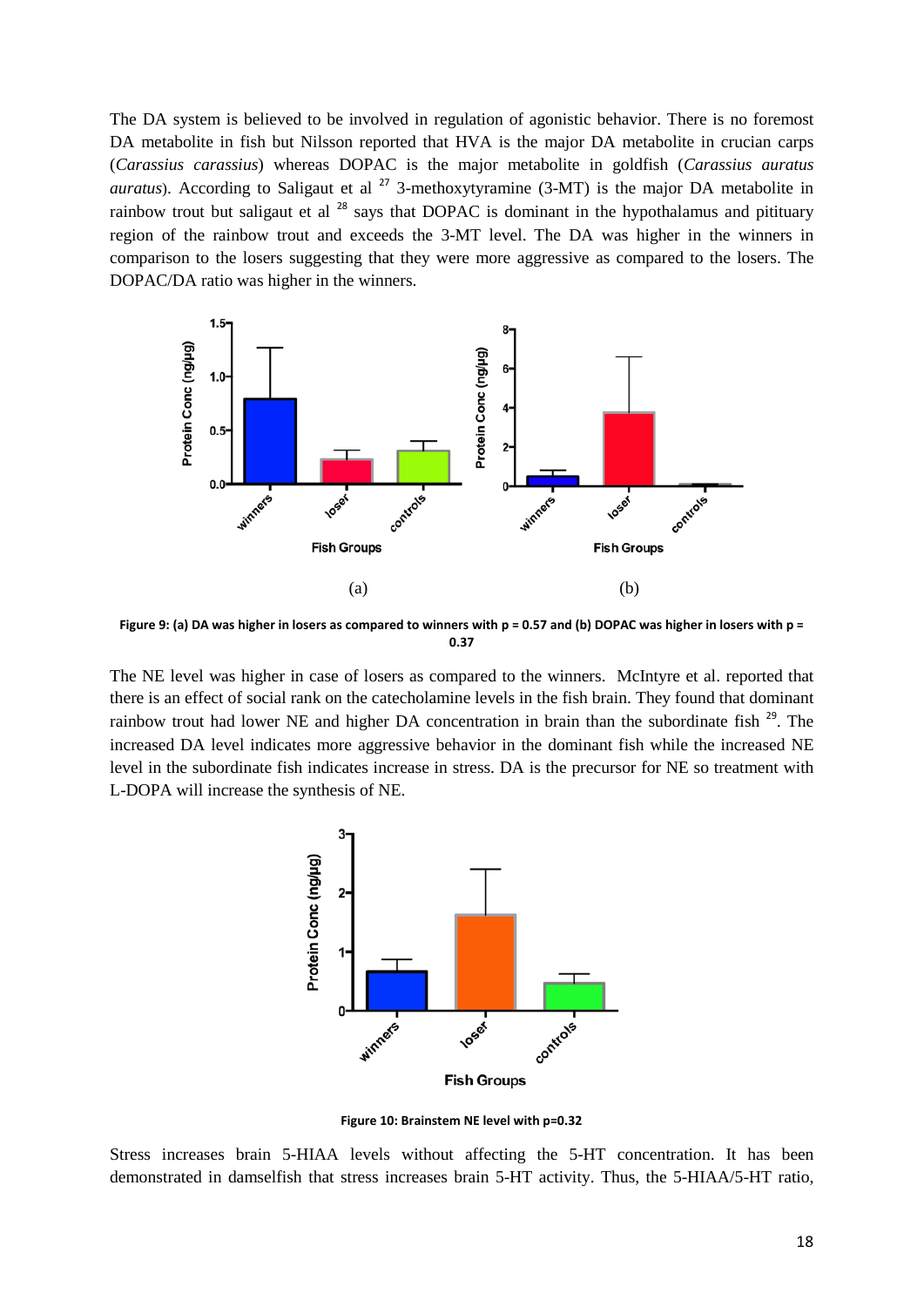The DA system is believed to be involved in regulation of agonistic behavior. There is no foremost DA metabolite in fish but Nilsson reported that HVA is the major DA metabolite in crucian carps (*Carassius carassius*) whereas DOPAC is the major metabolite in goldfish (*Carassius auratus auratus*). According to Saligaut et al [27] 3-methoxytyramine (3-MT) is the major DA metabolite in rainbow trout but saligaut et al [28] says that DOPAC is dominant in the hypothalamus and pitituary region of the rainbow trout and exceeds the 3-MT level. The DA was higher in the winners in comparison to the losers suggesting that they were more aggressive as compared to the losers. The DOPAC/DA ratio was higher in the winners.

(a) (b)

**Figure 9: (a) DA was higher in losers as compared to winners with p = 0.57 and (b) DOPAC was higher in losers with p = 0.37**

The NE level was higher in case of losers as compared to the winners. McIntyre et al. reported that there is an effect of social rank on the catecholamine levels in the fish brain. They found that dominant rainbow trout had lower NE and higher DA concentration in brain than the subordinate fish [29]. The increased DA level indicates more aggressive behavior in the dominant fish while the increased NE level in the subordinate fish indicates increase in stress. DA is the precursor for NE so treatment with L-DOPA will increase the synthesis of NE.

**Figure 10: Brainstem NE level with p=0.32**

Stress increases brain 5-HIAA levels without affecting the 5-HT concentration. It has been demonstrated in damselfish that stress increases brain 5-HT activity. Thus, the 5-HIAA/5-HT ratio,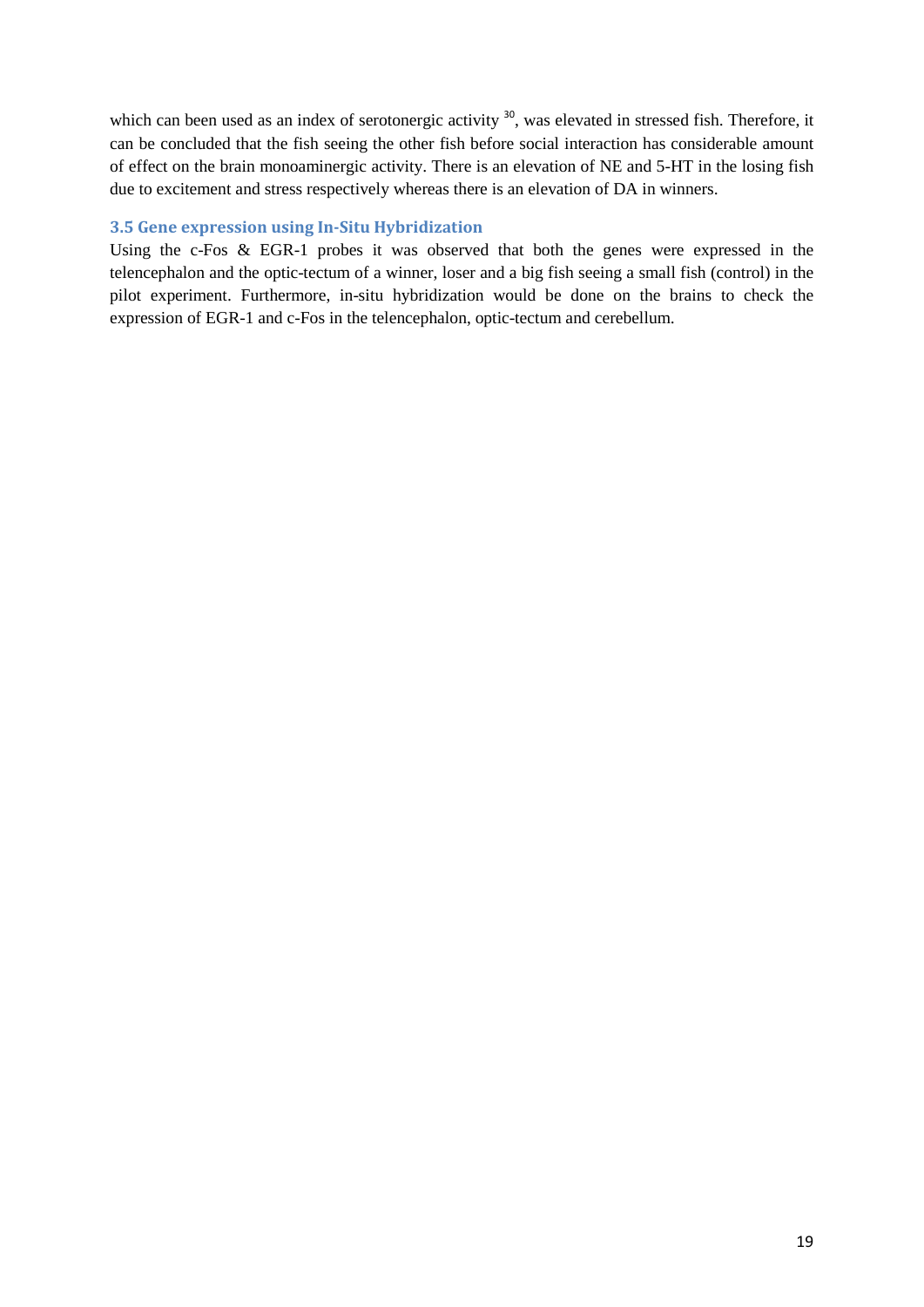which can been used as an index of serotonergic activity [30], was elevated in stressed fish. Therefore, it can be concluded that the fish seeing the other fish before social interaction has considerable amount of effect on the brain monoaminergic activity. There is an elevation of NE and 5-HT in the losing fish due to excitement and stress respectively whereas there is an elevation of DA in winners.

### 3.5 Gene expression using In-Situ Hybridization

Using the c-Fos & EGR-1 probes it was observed that both the genes were expressed in the telencephalon and the optic-tectum of a winner, loser and a big fish seeing a small fish (control) in the pilot experiment. Furthermore, in-situ hybridization would be done on the brains to check the expression of EGR-1 and c-Fos in the telencephalon, optic-tectum and cerebellum.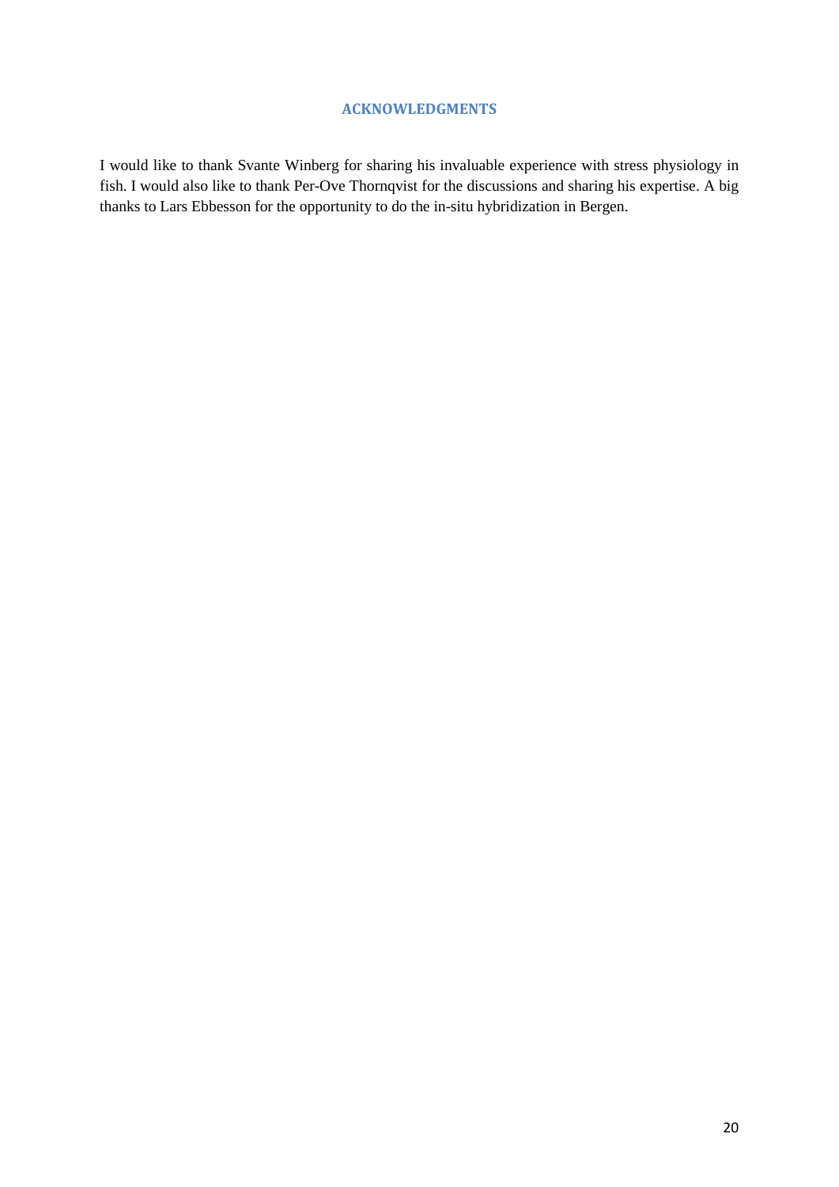## ACKNOWLEDGMENTS

I would like to thank Svante Winberg for sharing his invaluable experience with stress physiology in fish. I would also like to thank Per-Ove Thornqvist for the discussions and sharing his expertise. A big thanks to Lars Ebbesson for the opportunity to do the in-situ hybridization in Bergen.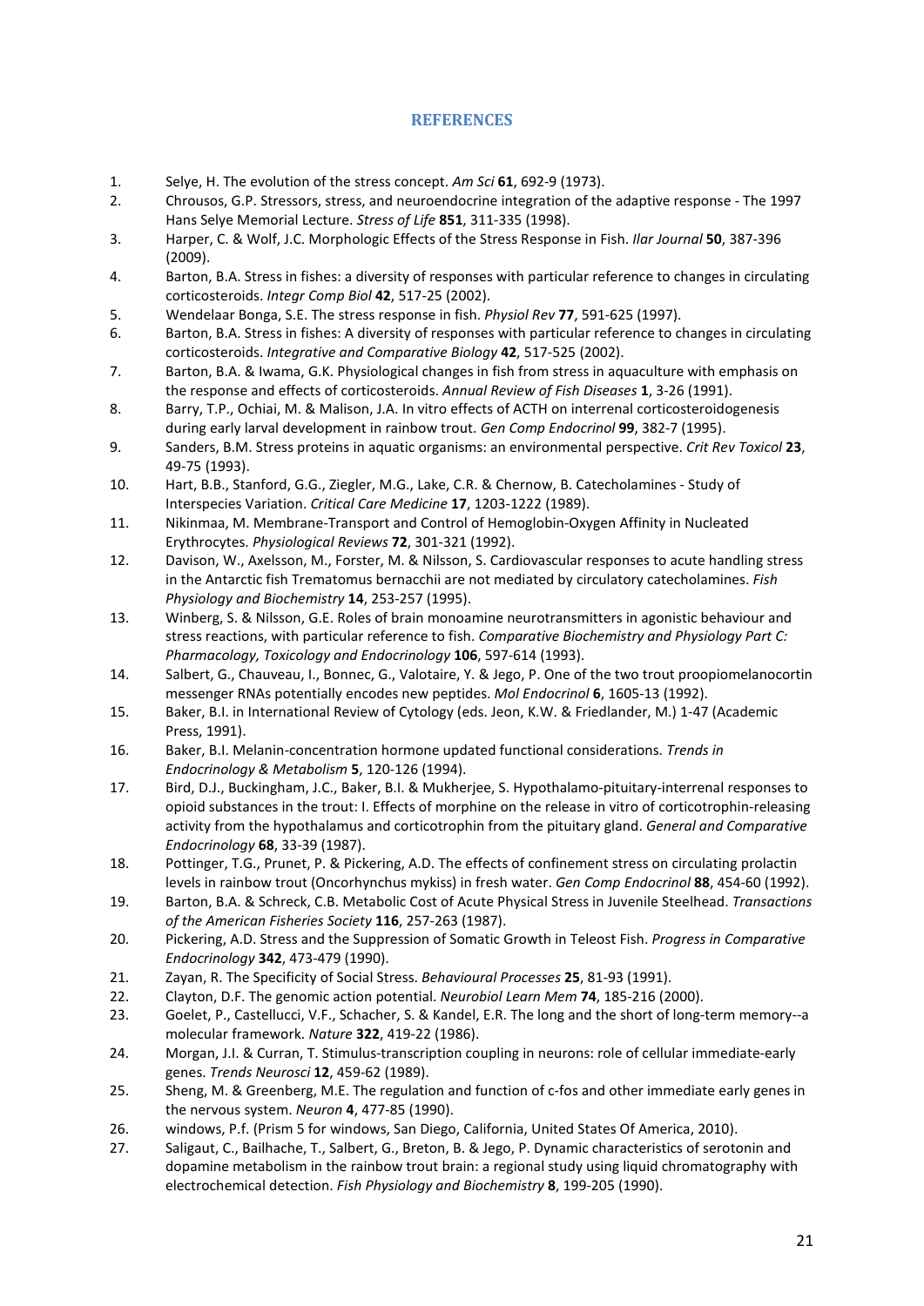## REFERENCES

1. Selye, H. The evolution of the stress concept. *Am Sci* **61**, 692-9 (1973).
2. Chrousos, G.P. Stressors, stress, and neuroendocrine integration of the adaptive response - The 1997 Hans Selye Memorial Lecture. *Stress of Life* **851**, 311-335 (1998).
3. Harper, C. & Wolf, J.C. Morphologic Effects of the Stress Response in Fish. *Ilar Journal* **50**, 387-396 (2009).
4. Barton, B.A. Stress in fishes: a diversity of responses with particular reference to changes in circulating corticosteroids. *Integr Comp Biol* **42**, 517-25 (2002).
5. Wendelaar Bonga, S.E. The stress response in fish. *Physiol Rev* **77**, 591-625 (1997).
6. Barton, B.A. Stress in fishes: A diversity of responses with particular reference to changes in circulating corticosteroids. *Integrative and Comparative Biology* **42**, 517-525 (2002).
7. Barton, B.A. & Iwama, G.K. Physiological changes in fish from stress in aquaculture with emphasis on the response and effects of corticosteroids. *Annual Review of Fish Diseases* **1**, 3-26 (1991).
8. Barry, T.P., Ochiai, M. & Malison, J.A. In vitro effects of ACTH on interrenal corticosteroidogenesis during early larval development in rainbow trout. *Gen Comp Endocrinol* **99**, 382-7 (1995).
9. Sanders, B.M. Stress proteins in aquatic organisms: an environmental perspective. *Crit Rev Toxicol* **23**, 49-75 (1993).
10. Hart, B.B., Stanford, G.G., Ziegler, M.G., Lake, C.R. & Chernow, B. Catecholamines - Study of Interspecies Variation. *Critical Care Medicine* **17**, 1203-1222 (1989).
11. Nikinmaa, M. Membrane-Transport and Control of Hemoglobin-Oxygen Affinity in Nucleated Erythrocytes. *Physiological Reviews* **72**, 301-321 (1992).
12. Davison, W., Axelsson, M., Forster, M. & Nilsson, S. Cardiovascular responses to acute handling stress in the Antarctic fish Trematomus bernacchii are not mediated by circulatory catecholamines. *Fish Physiology and Biochemistry* **14**, 253-257 (1995).
13. Winberg, S. & Nilsson, G.E. Roles of brain monoamine neurotransmitters in agonistic behaviour and stress reactions, with particular reference to fish. *Comparative Biochemistry and Physiology Part C: Pharmacology, Toxicology and Endocrinology* **106**, 597-614 (1993).
14. Salbert, G., Chauveau, I., Bonnec, G., Valotaire, Y. & Jego, P. One of the two trout proopiomelanocortin messenger RNAs potentially encodes new peptides. *Mol Endocrinol* **6**, 1605-13 (1992).
15. Baker, B.I. in International Review of Cytology (eds. Jeon, K.W. & Friedlander, M.) 1-47 (Academic Press, 1991).
16. Baker, B.I. Melanin-concentration hormone updated functional considerations. *Trends in Endocrinology & Metabolism* **5**, 120-126 (1994).
17. Bird, D.J., Buckingham, J.C., Baker, B.I. & Mukherjee, S. Hypothalamo-pituitary-interrenal responses to opioid substances in the trout: I. Effects of morphine on the release in vitro of corticotrophin-releasing activity from the hypothalamus and corticotrophin from the pituitary gland. *General and Comparative Endocrinology* **68**, 33-39 (1987).
18. Pottinger, T.G., Prunet, P. & Pickering, A.D. The effects of confinement stress on circulating prolactin levels in rainbow trout (Oncorhynchus mykiss) in fresh water. *Gen Comp Endocrinol* **88**, 454-60 (1992).
19. Barton, B.A. & Schreck, C.B. Metabolic Cost of Acute Physical Stress in Juvenile Steelhead. *Transactions of the American Fisheries Society* **116**, 257-263 (1987).
20. Pickering, A.D. Stress and the Suppression of Somatic Growth in Teleost Fish. *Progress in Comparative Endocrinology* **342**, 473-479 (1990).
21. Zayan, R. The Specificity of Social Stress. *Behavioural Processes* **25**, 81-93 (1991).
22. Clayton, D.F. The genomic action potential. *Neurobiol Learn Mem* **74**, 185-216 (2000).
23. Goelet, P., Castellucci, V.F., Schacher, S. & Kandel, E.R. The long and the short of long-term memory--a molecular framework. *Nature* **322**, 419-22 (1986).
24. Morgan, J.I. & Curran, T. Stimulus-transcription coupling in neurons: role of cellular immediate-early genes. *Trends Neurosci* **12**, 459-62 (1989).
25. Sheng, M. & Greenberg, M.E. The regulation and function of c-fos and other immediate early genes in the nervous system. *Neuron* **4**, 477-85 (1990).
26. windows, P.f. (Prism 5 for windows, San Diego, California, United States Of America, 2010).
27. Saligaut, C., Bailhache, T., Salbert, G., Breton, B. & Jego, P. Dynamic characteristics of serotonin and dopamine metabolism in the rainbow trout brain: a regional study using liquid chromatography with electrochemical detection. *Fish Physiology and Biochemistry* **8**, 199-205 (1990).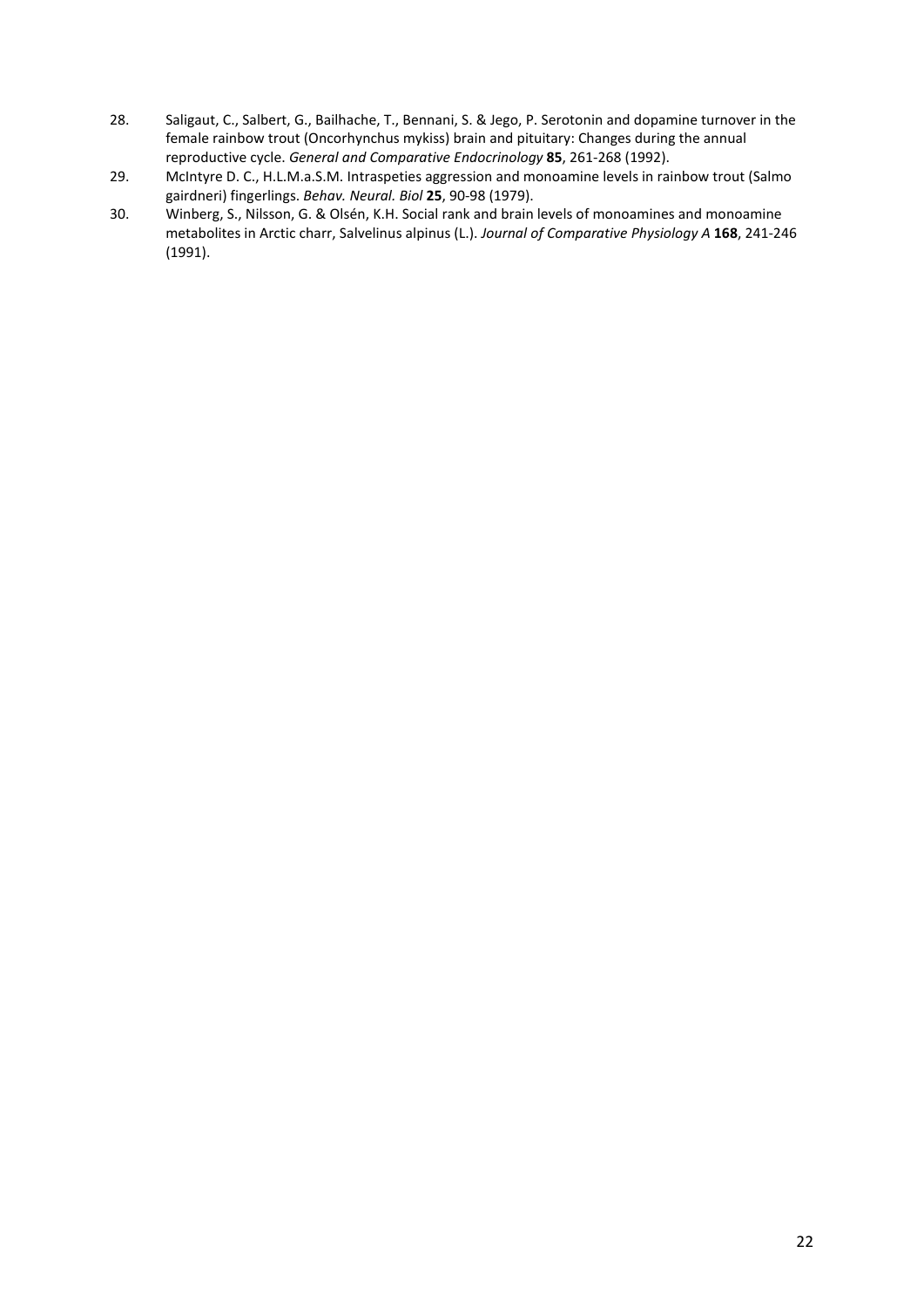28. Saligaut, C., Salbert, G., Bailhache, T., Bennani, S. & Jego, P. Serotonin and dopamine turnover in the female rainbow trout (Oncorhynchus mykiss) brain and pituitary: Changes during the annual reproductive cycle. *General and Comparative Endocrinology* **85**, 261-268 (1992).
29. McIntyre D. C., H.L.M.a.S.M. Intraspeties aggression and monoamine levels in rainbow trout (Salmo gairdneri) fingerlings. *Behav. Neural. Biol* **25**, 90-98 (1979).
30. Winberg, S., Nilsson, G. & Olsén, K.H. Social rank and brain levels of monoamines and monoamine metabolites in Arctic charr, Salvelinus alpinus (L.). *Journal of Comparative Physiology A* **168**, 241-246 (1991).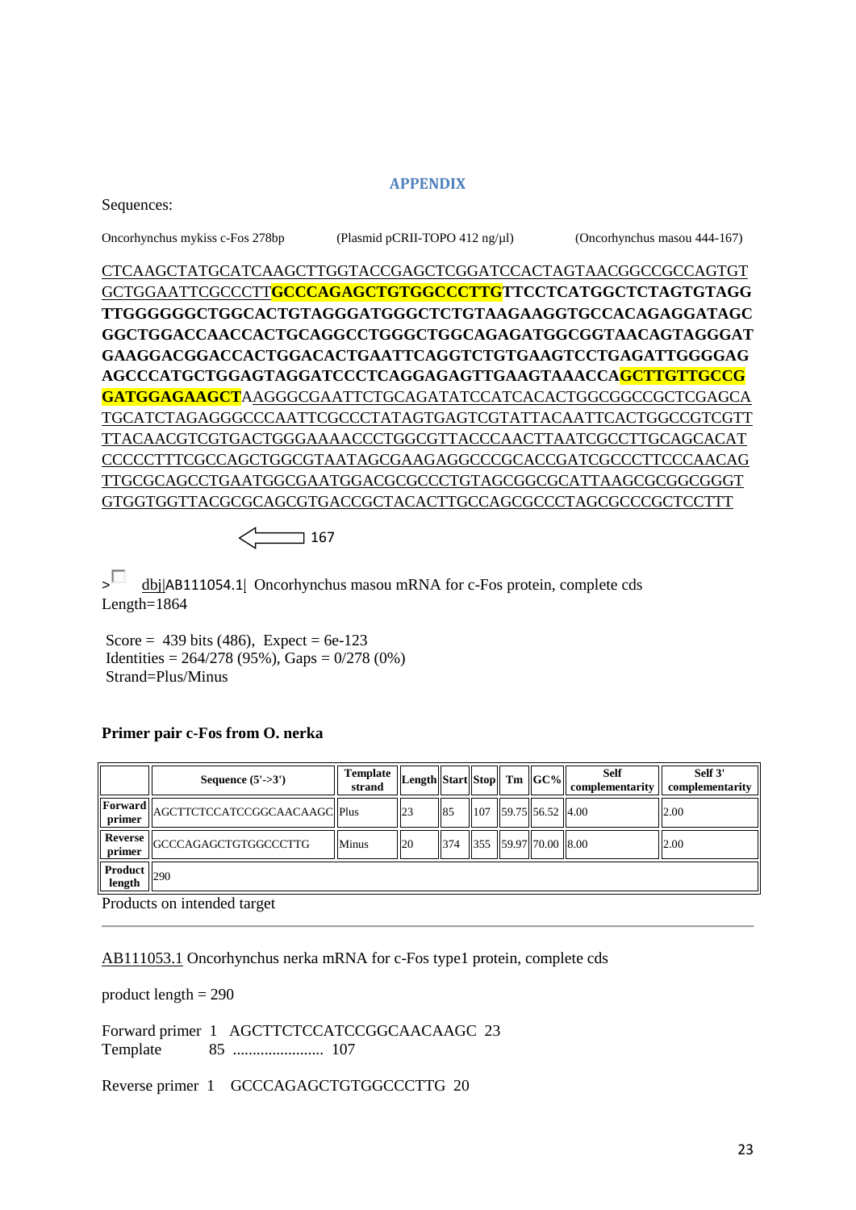## APPENDIX

Sequences:

Oncorhynchus mykiss c-Fos 278bp (Plasmid pCRII-TOPO 412 ng/µl) (Oncorhynchus masou 444-167)

CTCAAGCTATGCATCAAGCTTGGTACCGAGCTCGGATCCACTAGTAACGGCCGCCAGTGT
GCTGGAATTCGCCCTT**GCCCAGAGCTGTGGCCCTTGTTCCTCATGGCTCTAGTGTAGG**
**TTGGGGGGCTGGCACTGTAGGGATGGGCTCTGTAAGAAGGTGCCACAGAGGATAGC**
**GGCTGGACCAACCACTGCAGGCCTGGGCTGGCAGAGATGGCGGTAACAGTAGGGAT**
**GAAGGACGGACCACTGGACACTGAATTCAGGTCTGTGAAGTCCTGAGATTGGGGAG**
**AGCCCATGCTGGAGTAGGATCCCTCAGGAGAGTTGAAGTAAACCAGCTTGTTGCCG**
**GATGGAGAAGCT**AAGGGCGAATTCTGCAGATATCCATCACACTGGCGGCCGCTCGAGCA
TGCATCTAGAGGGCCCAATTCGCCCTATAGTGAGTCGTATTACAATTCACTGGCCGTCGTT
TTACAACGTCGTGACTGGGAAAACCCTGGCGTTACCCAACTTAATCGCCTTGCAGCACAT
CCCCCTTTCGCCAGCTGGCGTAATAGCGAAGAGGCCCGCACCGATCGCCCTTCCCAACAG
TTGCGCAGCCTGAATGGCGAATGGACGCGCCCTGTAGCGGCGCATTAAGCGCGGCGGGT
GTGGTGGTTACGCGCAGCGTGACCGCTACACTTGCCAGCGCCCTAGCGCCCGCTCCTTT

<— 167

> dbj|AB111054.1| Oncorhynchus masou mRNA for c-Fos protein, complete cds
Length=1864

Score = 439 bits (486), Expect = 6e-123
Identities = 264/278 (95%), Gaps = 0/278 (0%)
Strand=Plus/Minus

**Primer pair c-Fos from O. nerka**

| | Sequence (5'->3') | Template strand | Length | Start | Stop | Tm | GC% | Self complementarity | Self 3' complementarity |
|---|---|---|---|---|---|---|---|---|---|
| Forward primer | AGCTTCTCCATCCGGCAACAAGC | Plus | 23 | 85 | 107 | 59.75 | 56.52 | 4.00 | 2.00 |
| Reverse primer | GCCCAGAGCTGTGGCCCTTG | Minus | 20 | 374 | 355 | 59.97 | 70.00 | 8.00 | 2.00 |
| Product length | 290 | | | | | | | | |

Products on intended target

---

AB111053.1 Oncorhynchus nerka mRNA for c-Fos type1 protein, complete cds

product length = 290

Forward primer 1 AGCTTCTCCATCCGGCAACAAGC 23
Template 85 ....................... 107

Reverse primer 1 GCCCAGAGCTGTGGCCCTTG 20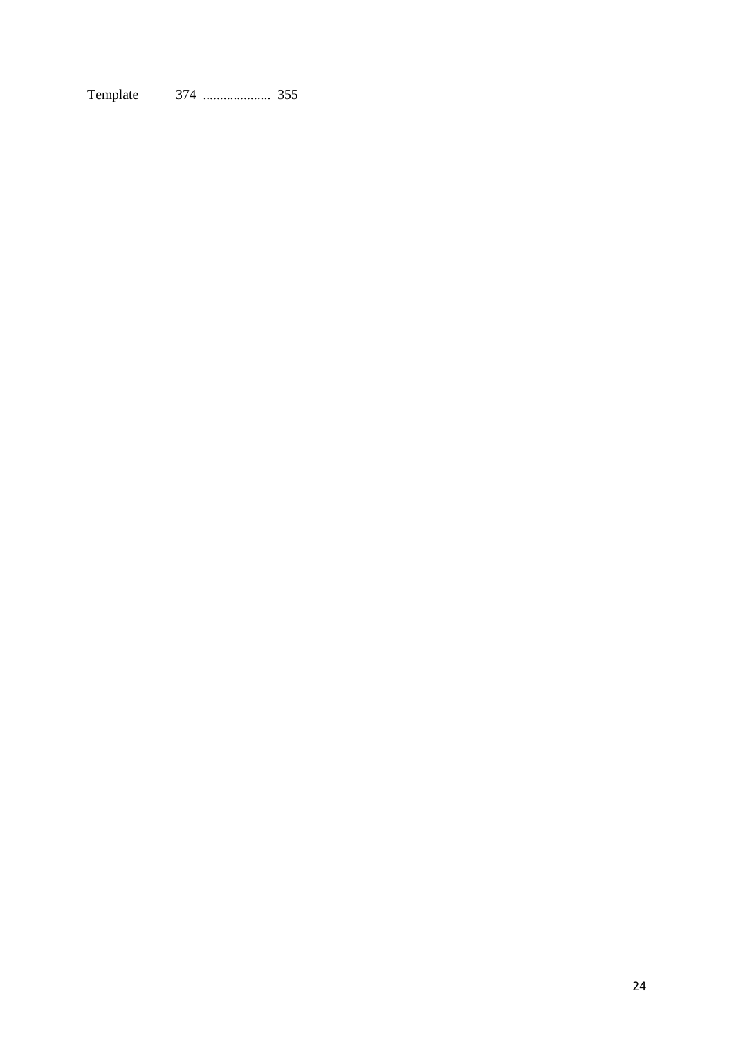Template 374 .................... 355